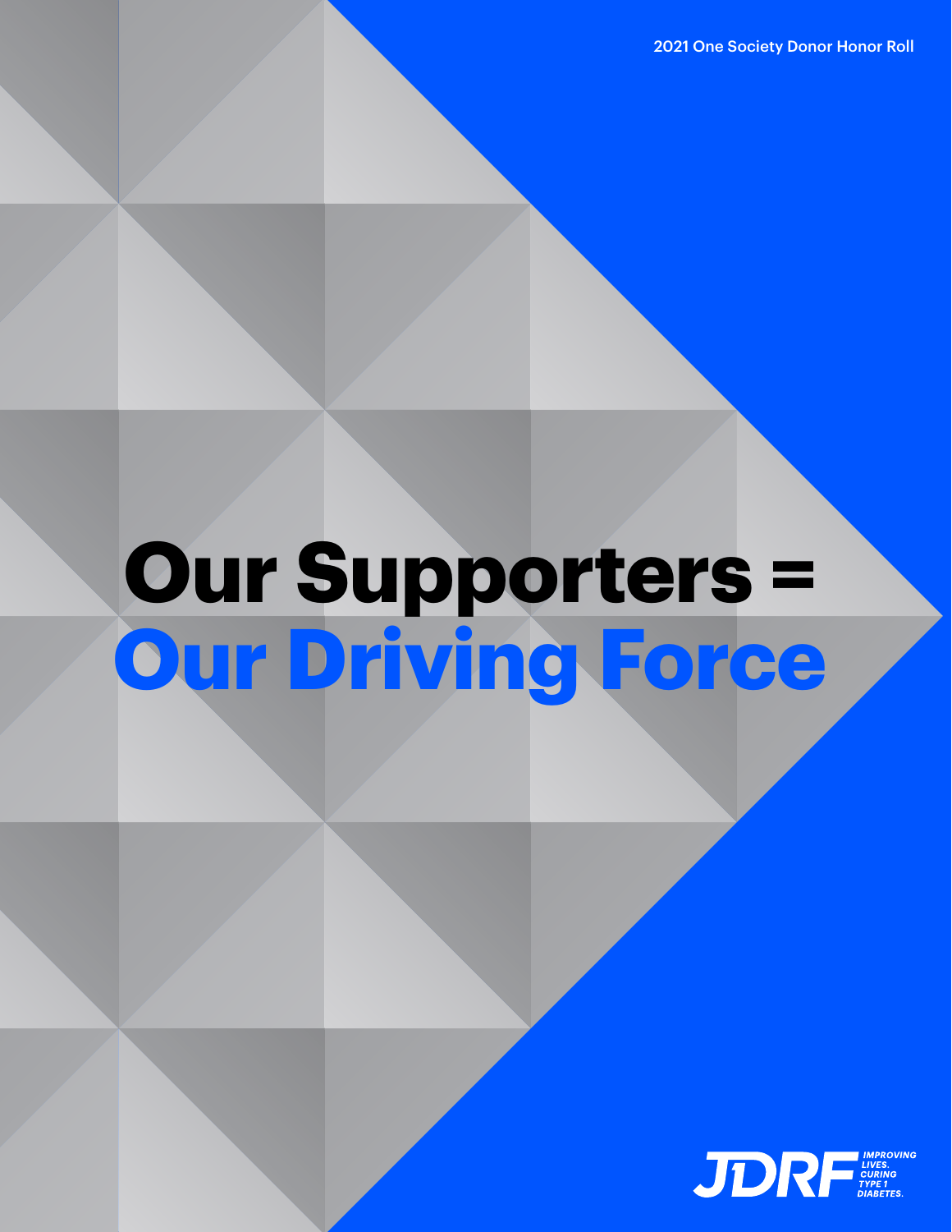2021 One Society Donor Honor Roll

# Our Supporters = Our Driving Force

JDRF

IMPROVING LIVES. CURING TYPE 1 DIABETES.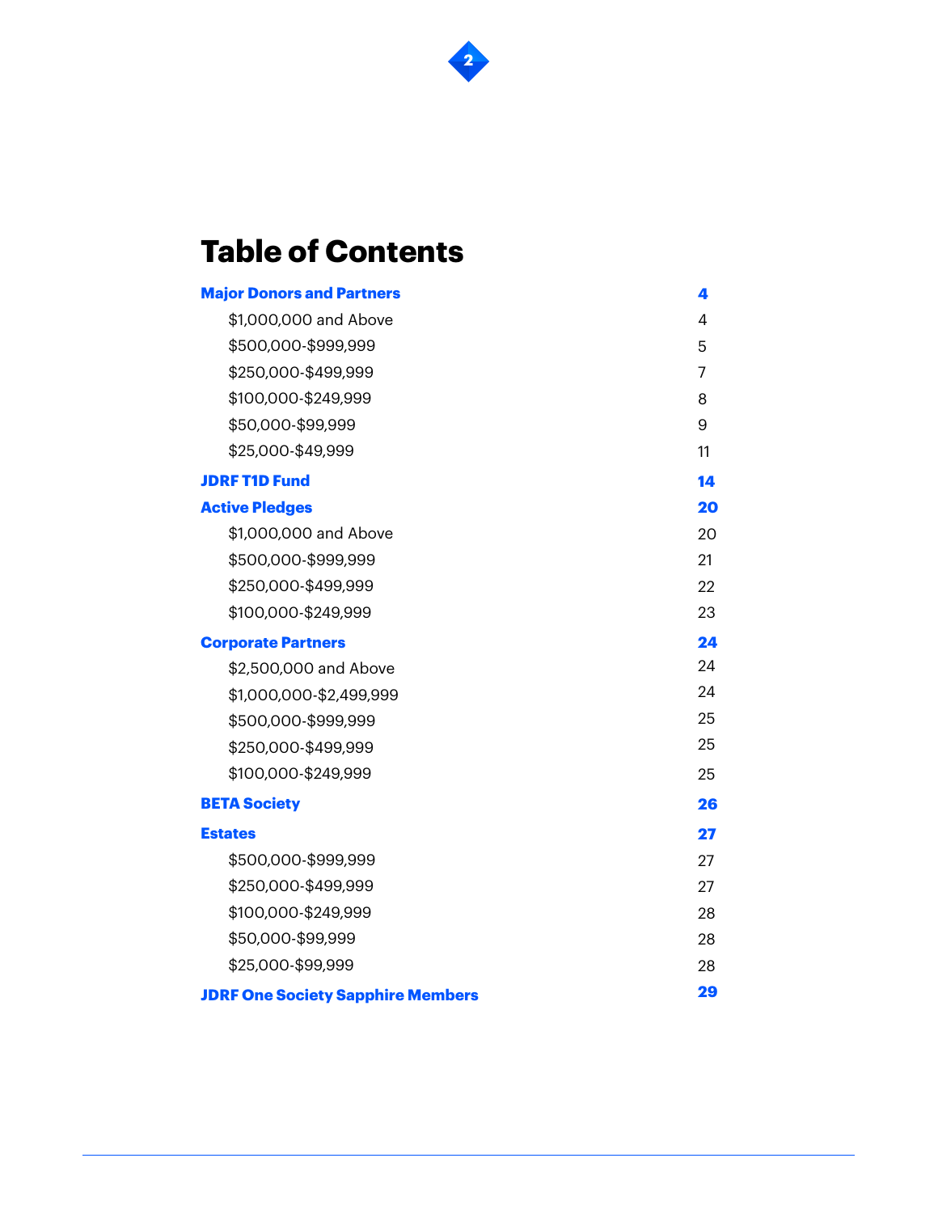# Table of Contents

| | |
|---|---|
| **Major Donors and Partners** | **4** |
| $1,000,000 and Above | 4 |
| $500,000-$999,999 | 5 |
| $250,000-$499,999 | 7 |
| $100,000-$249,999 | 8 |
| $50,000-$99,999 | 9 |
| $25,000-$49,999 | 11 |
| **JDRF T1D Fund** | **14** |
| **Active Pledges** | **20** |
| $1,000,000 and Above | 20 |
| $500,000-$999,999 | 21 |
| $250,000-$499,999 | 22 |
| $100,000-$249,999 | 23 |
| **Corporate Partners** | **24** |
| $2,500,000 and Above | 24 |
| $1,000,000-$2,499,999 | 24 |
| $500,000-$999,999 | 25 |
| $250,000-$499,999 | 25 |
| $100,000-$249,999 | 25 |
| **BETA Society** | **26** |
| **Estates** | **27** |
| $500,000-$999,999 | 27 |
| $250,000-$499,999 | 27 |
| $100,000-$249,999 | 28 |
| $50,000-$99,999 | 28 |
| $25,000-$99,999 | 28 |
| **JDRF One Society Sapphire Members** | **29** |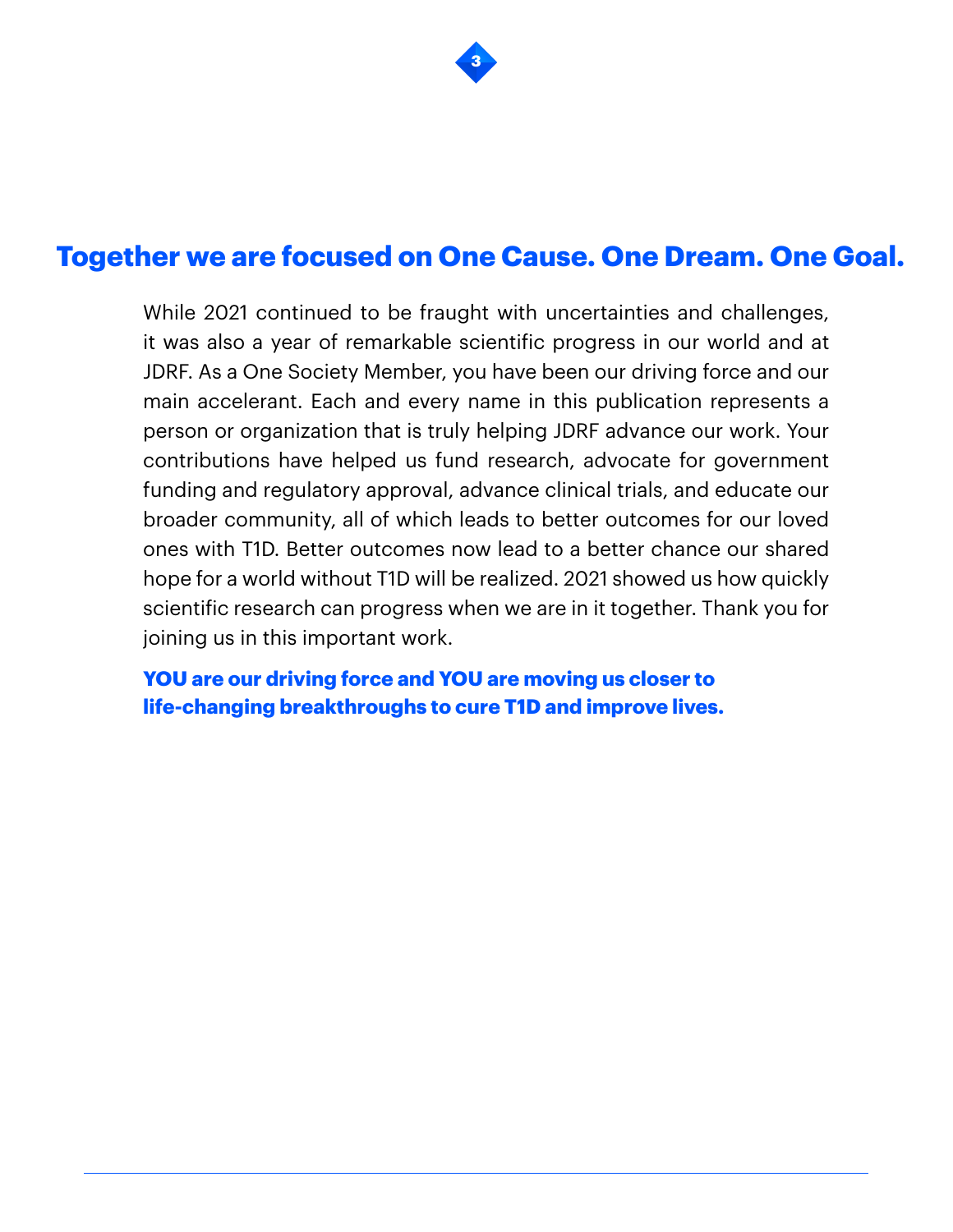# Together we are focused on One Cause. One Dream. One Goal.

While 2021 continued to be fraught with uncertainties and challenges, it was also a year of remarkable scientific progress in our world and at JDRF. As a One Society Member, you have been our driving force and our main accelerant. Each and every name in this publication represents a person or organization that is truly helping JDRF advance our work. Your contributions have helped us fund research, advocate for government funding and regulatory approval, advance clinical trials, and educate our broader community, all of which leads to better outcomes for our loved ones with T1D. Better outcomes now lead to a better chance our shared hope for a world without T1D will be realized. 2021 showed us how quickly scientific research can progress when we are in it together. Thank you for joining us in this important work.

**YOU are our driving force and YOU are moving us closer to life-changing breakthroughs to cure T1D and improve lives.**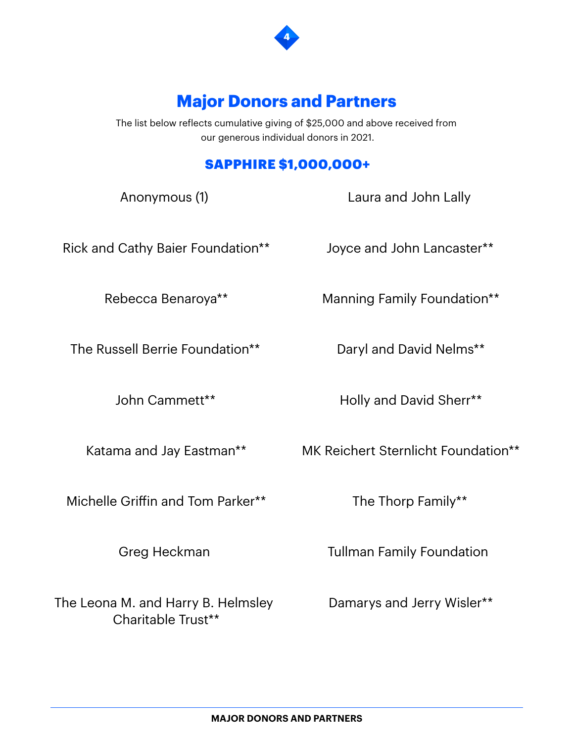# Major Donors and Partners

The list below reflects cumulative giving of $25,000 and above received from our generous individual donors in 2021.

## SAPPHIRE $1,000,000+

Anonymous (1)

Rick and Cathy Baier Foundation**

Rebecca Benaroya**

The Russell Berrie Foundation**

John Cammett**

Katama and Jay Eastman**

Michelle Griffin and Tom Parker**

Greg Heckman

The Leona M. and Harry B. Helmsley Charitable Trust**

Laura and John Lally

Joyce and John Lancaster**

Manning Family Foundation**

Daryl and David Nelms**

Holly and David Sherr**

MK Reichert Sternlicht Foundation**

The Thorp Family**

Tullman Family Foundation

Damarys and Jerry Wisler**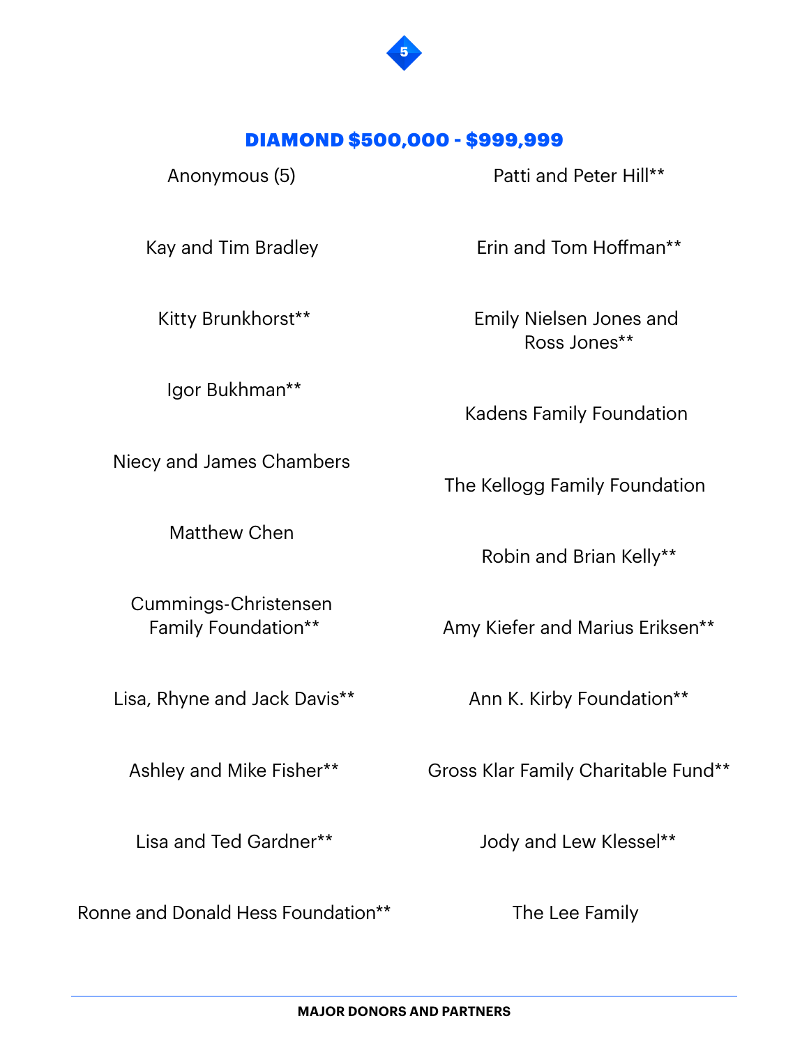## DIAMOND $500,000 - $999,999

Anonymous (5)

Kay and Tim Bradley

Kitty Brunkhorst**

Igor Bukhman**

Niecy and James Chambers

Matthew Chen

Cummings-Christensen Family Foundation**

Lisa, Rhyne and Jack Davis**

Ashley and Mike Fisher**

Lisa and Ted Gardner**

Ronne and Donald Hess Foundation**

Patti and Peter Hill**

Erin and Tom Hoffman**

Emily Nielsen Jones and Ross Jones**

Kadens Family Foundation

The Kellogg Family Foundation

Robin and Brian Kelly**

Amy Kiefer and Marius Eriksen**

Ann K. Kirby Foundation**

Gross Klar Family Charitable Fund**

Jody and Lew Klessel**

The Lee Family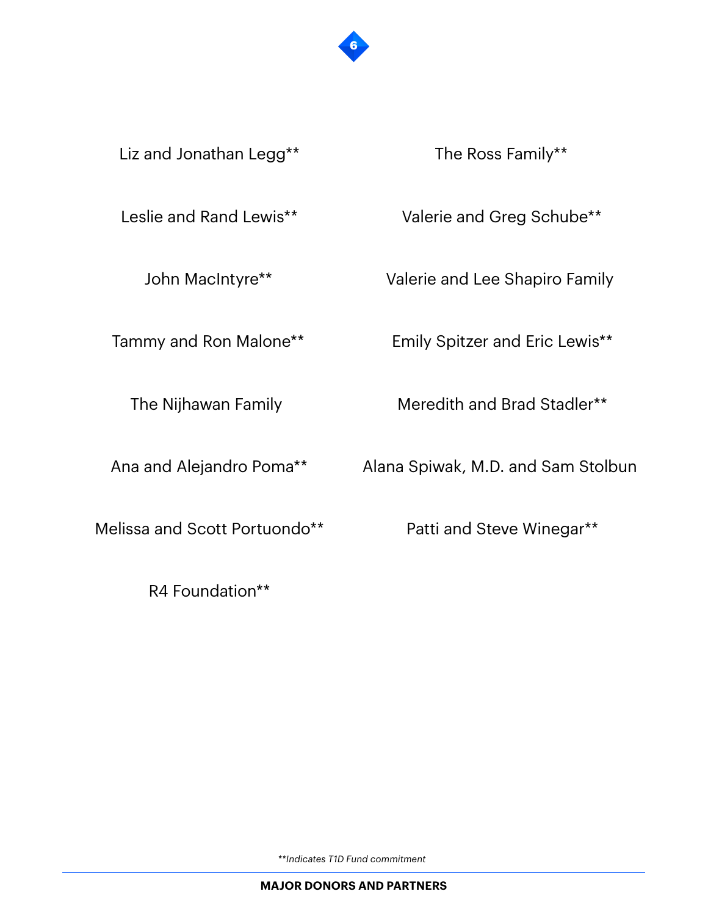Liz and Jonathan Legg**

Leslie and Rand Lewis**

John MacIntyre**

Tammy and Ron Malone**

The Nijhawan Family

Ana and Alejandro Poma**

Melissa and Scott Portuondo**

R4 Foundation**

The Ross Family**

Valerie and Greg Schube**

Valerie and Lee Shapiro Family

Emily Spitzer and Eric Lewis**

Meredith and Brad Stadler**

Alana Spiwak, M.D. and Sam Stolbun

Patti and Steve Winegar**

*\*\*Indicates T1D Fund commitment*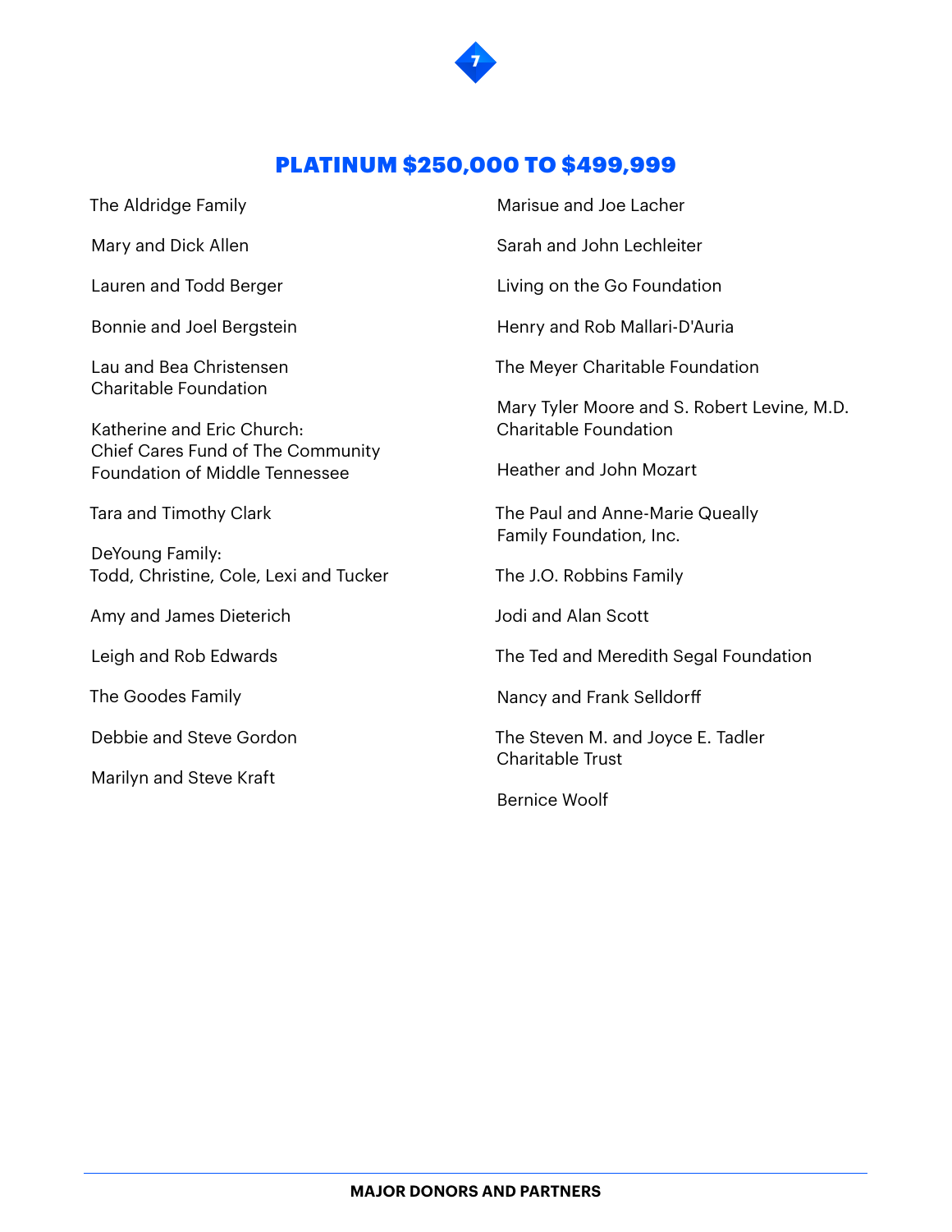## PLATINUM $250,000 TO $499,999

The Aldridge Family

Mary and Dick Allen

Lauren and Todd Berger

Bonnie and Joel Bergstein

Lau and Bea Christensen Charitable Foundation

Katherine and Eric Church: Chief Cares Fund of The Community Foundation of Middle Tennessee

Tara and Timothy Clark

DeYoung Family: Todd, Christine, Cole, Lexi and Tucker

Amy and James Dieterich

Leigh and Rob Edwards

The Goodes Family

Debbie and Steve Gordon

Marilyn and Steve Kraft

Marisue and Joe Lacher

Sarah and John Lechleiter

Living on the Go Foundation

Henry and Rob Mallari-D'Auria

The Meyer Charitable Foundation

Mary Tyler Moore and S. Robert Levine, M.D. Charitable Foundation

Heather and John Mozart

The Paul and Anne-Marie Queally Family Foundation, Inc.

The J.O. Robbins Family

Jodi and Alan Scott

The Ted and Meredith Segal Foundation

Nancy and Frank Selldorff

The Steven M. and Joyce E. Tadler Charitable Trust

Bernice Woolf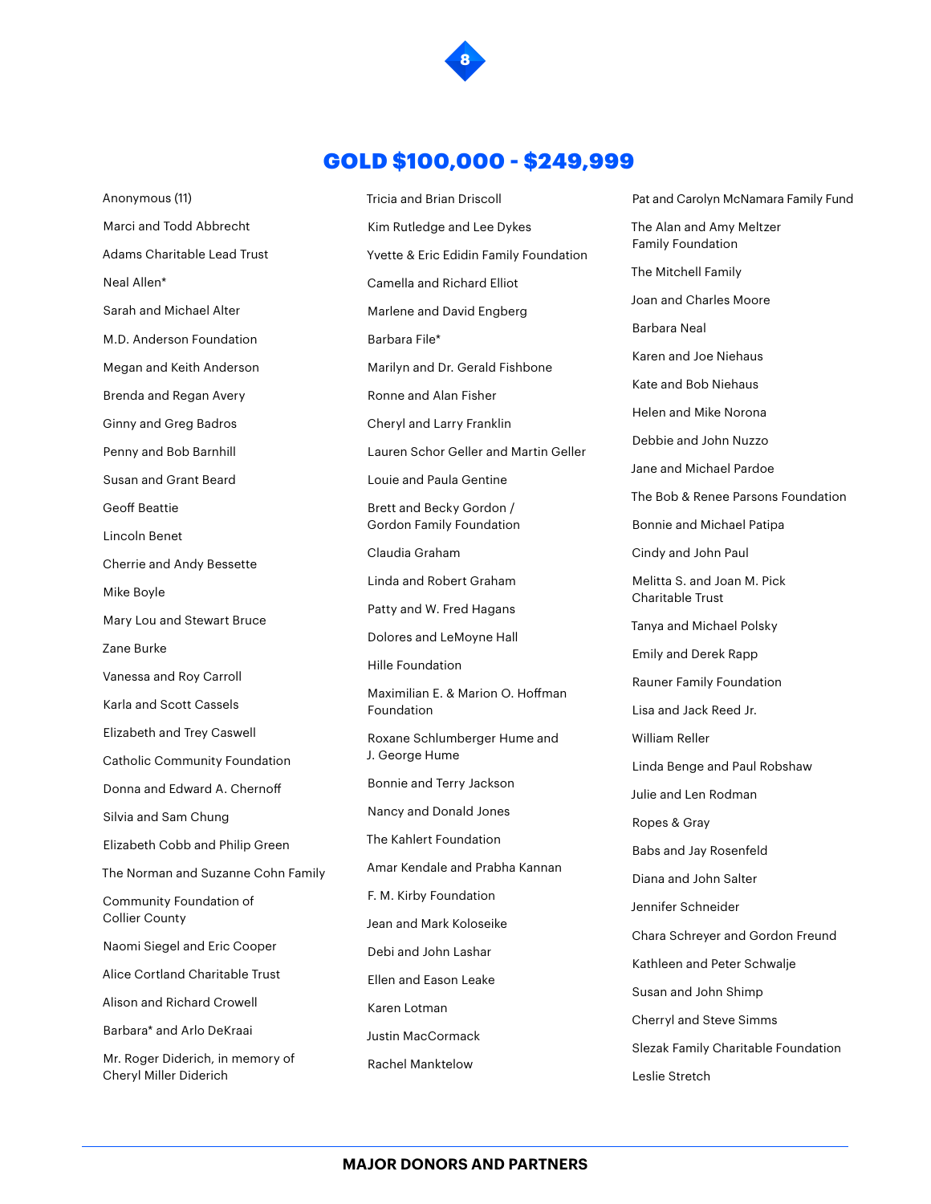## GOLD $100,000 - $249,999

Anonymous (11)

Marci and Todd Abbrecht

Adams Charitable Lead Trust

Neal Allen*

Sarah and Michael Alter

M.D. Anderson Foundation

Megan and Keith Anderson

Brenda and Regan Avery

Ginny and Greg Badros

Penny and Bob Barnhill

Susan and Grant Beard

Geoff Beattie

Lincoln Benet

Cherrie and Andy Bessette

Mike Boyle

Mary Lou and Stewart Bruce

Zane Burke

Vanessa and Roy Carroll

Karla and Scott Cassels

Elizabeth and Trey Caswell

Catholic Community Foundation

Donna and Edward A. Chernoff

Silvia and Sam Chung

Elizabeth Cobb and Philip Green

The Norman and Suzanne Cohn Family

Community Foundation of Collier County

Naomi Siegel and Eric Cooper

Alice Cortland Charitable Trust

Alison and Richard Crowell

Barbara* and Arlo DeKraai

Mr. Roger Diderich, in memory of Cheryl Miller Diderich

Tricia and Brian Driscoll

Kim Rutledge and Lee Dykes

Yvette & Eric Edidin Family Foundation

Camella and Richard Elliot

Marlene and David Engberg

Barbara File*

Marilyn and Dr. Gerald Fishbone

Ronne and Alan Fisher

Cheryl and Larry Franklin

Lauren Schor Geller and Martin Geller

Louie and Paula Gentine

Brett and Becky Gordon / Gordon Family Foundation

Claudia Graham

Linda and Robert Graham

Patty and W. Fred Hagans

Dolores and LeMoyne Hall

Hille Foundation

Maximilian E. & Marion O. Hoffman Foundation

Roxane Schlumberger Hume and J. George Hume

Bonnie and Terry Jackson

Nancy and Donald Jones

The Kahlert Foundation

Amar Kendale and Prabha Kannan

F. M. Kirby Foundation

Jean and Mark Koloseike

Debi and John Lashar

Ellen and Eason Leake

Karen Lotman

Justin MacCormack

Rachel Manktelow

Pat and Carolyn McNamara Family Fund

The Alan and Amy Meltzer Family Foundation

The Mitchell Family

Joan and Charles Moore

Barbara Neal

Karen and Joe Niehaus

Kate and Bob Niehaus

Helen and Mike Norona

Debbie and John Nuzzo

Jane and Michael Pardoe

The Bob & Renee Parsons Foundation

Bonnie and Michael Patipa

Cindy and John Paul

Melitta S. and Joan M. Pick Charitable Trust

Tanya and Michael Polsky

Emily and Derek Rapp

Rauner Family Foundation

Lisa and Jack Reed Jr.

William Reller

Linda Benge and Paul Robshaw

Julie and Len Rodman

Ropes & Gray

Babs and Jay Rosenfeld

Diana and John Salter

Jennifer Schneider

Chara Schreyer and Gordon Freund

Kathleen and Peter Schwalje

Susan and John Shimp

Cherryl and Steve Simms

Slezak Family Charitable Foundation

Leslie Stretch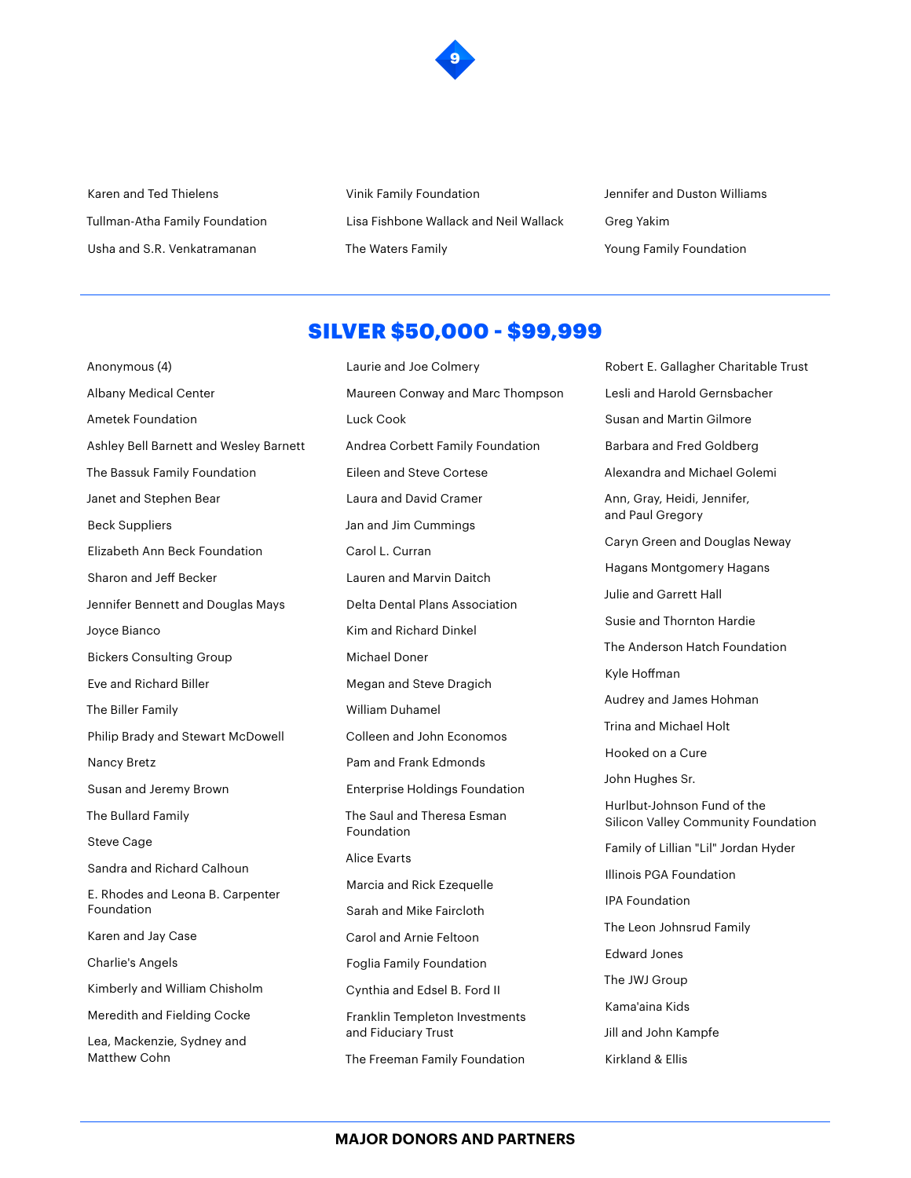Karen and Ted Thielens

Tullman-Atha Family Foundation

Usha and S.R. Venkatramanan

Vinik Family Foundation

Lisa Fishbone Wallack and Neil Wallack

The Waters Family

Jennifer and Duston Williams

Greg Yakim

Young Family Foundation

---

## SILVER $50,000 - $99,999

Anonymous (4)

Albany Medical Center

Ametek Foundation

Ashley Bell Barnett and Wesley Barnett

The Bassuk Family Foundation

Janet and Stephen Bear

Beck Suppliers

Elizabeth Ann Beck Foundation

Sharon and Jeff Becker

Jennifer Bennett and Douglas Mays

Joyce Bianco

Bickers Consulting Group

Eve and Richard Biller

The Biller Family

Philip Brady and Stewart McDowell

Nancy Bretz

Susan and Jeremy Brown

The Bullard Family

Steve Cage

Sandra and Richard Calhoun

E. Rhodes and Leona B. Carpenter Foundation

Karen and Jay Case

Charlie's Angels

Kimberly and William Chisholm

Meredith and Fielding Cocke

Lea, Mackenzie, Sydney and Matthew Cohn

Laurie and Joe Colmery

Maureen Conway and Marc Thompson

Luck Cook

Andrea Corbett Family Foundation

Eileen and Steve Cortese

Laura and David Cramer

Jan and Jim Cummings

Carol L. Curran

Lauren and Marvin Daitch

Delta Dental Plans Association

Kim and Richard Dinkel

Michael Doner

Megan and Steve Dragich

William Duhamel

Colleen and John Economos

Pam and Frank Edmonds

Enterprise Holdings Foundation

The Saul and Theresa Esman Foundation

Alice Evarts

Marcia and Rick Ezequelle

Sarah and Mike Faircloth

Carol and Arnie Feltoon

Foglia Family Foundation

Cynthia and Edsel B. Ford II

Franklin Templeton Investments and Fiduciary Trust

The Freeman Family Foundation

Robert E. Gallagher Charitable Trust

Lesli and Harold Gernsbacher

Susan and Martin Gilmore

Barbara and Fred Goldberg

Alexandra and Michael Golemi

Ann, Gray, Heidi, Jennifer, and Paul Gregory

Caryn Green and Douglas Neway

Hagans Montgomery Hagans

Julie and Garrett Hall

Susie and Thornton Hardie

The Anderson Hatch Foundation

Kyle Hoffman

Audrey and James Hohman

Trina and Michael Holt

Hooked on a Cure

John Hughes Sr.

Hurlbut-Johnson Fund of the Silicon Valley Community Foundation

Family of Lillian "Lil" Jordan Hyder

Illinois PGA Foundation

IPA Foundation

The Leon Johnsrud Family

Edward Jones

The JWJ Group

Kama'aina Kids

Jill and John Kampfe

Kirkland & Ellis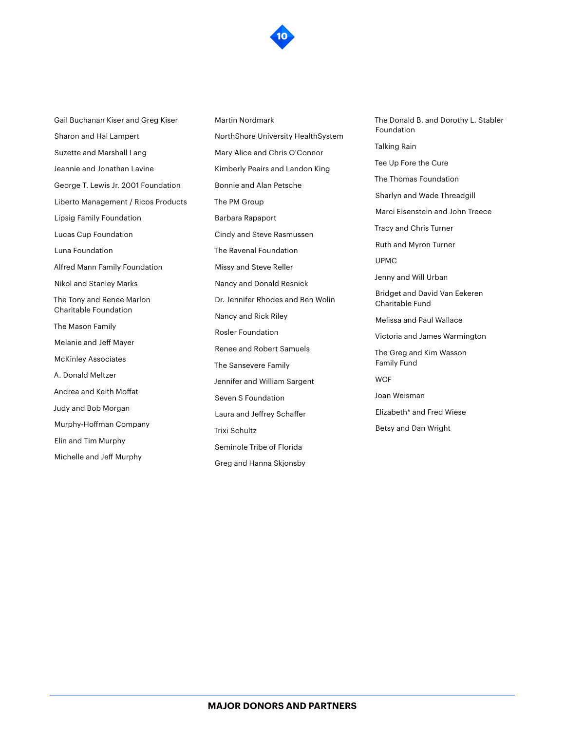Gail Buchanan Kiser and Greg Kiser

Sharon and Hal Lampert

Suzette and Marshall Lang

Jeannie and Jonathan Lavine

George T. Lewis Jr. 2001 Foundation

Liberto Management / Ricos Products

Lipsig Family Foundation

Lucas Cup Foundation

Luna Foundation

Alfred Mann Family Foundation

Nikol and Stanley Marks

The Tony and Renee Marlon Charitable Foundation

The Mason Family

Melanie and Jeff Mayer

McKinley Associates

A. Donald Meltzer

Andrea and Keith Moffat

Judy and Bob Morgan

Murphy-Hoffman Company

Elin and Tim Murphy

Michelle and Jeff Murphy

Martin Nordmark

NorthShore University HealthSystem

Mary Alice and Chris O'Connor

Kimberly Peairs and Landon King

Bonnie and Alan Petsche

The PM Group

Barbara Rapaport

Cindy and Steve Rasmussen

The Ravenal Foundation

Missy and Steve Reller

Nancy and Donald Resnick

Dr. Jennifer Rhodes and Ben Wolin

Nancy and Rick Riley

Rosler Foundation

Renee and Robert Samuels

The Sansevere Family

Jennifer and William Sargent

Seven S Foundation

Laura and Jeffrey Schaffer

Trixi Schultz

Seminole Tribe of Florida

Greg and Hanna Skjonsby

The Donald B. and Dorothy L. Stabler Foundation

Talking Rain

Tee Up Fore the Cure

The Thomas Foundation

Sharlyn and Wade Threadgill

Marci Eisenstein and John Treece

Tracy and Chris Turner

Ruth and Myron Turner

UPMC

Jenny and Will Urban

Bridget and David Van Eekeren Charitable Fund

Melissa and Paul Wallace

Victoria and James Warmington

The Greg and Kim Wasson Family Fund

WCF

Joan Weisman

Elizabeth* and Fred Wiese

Betsy and Dan Wright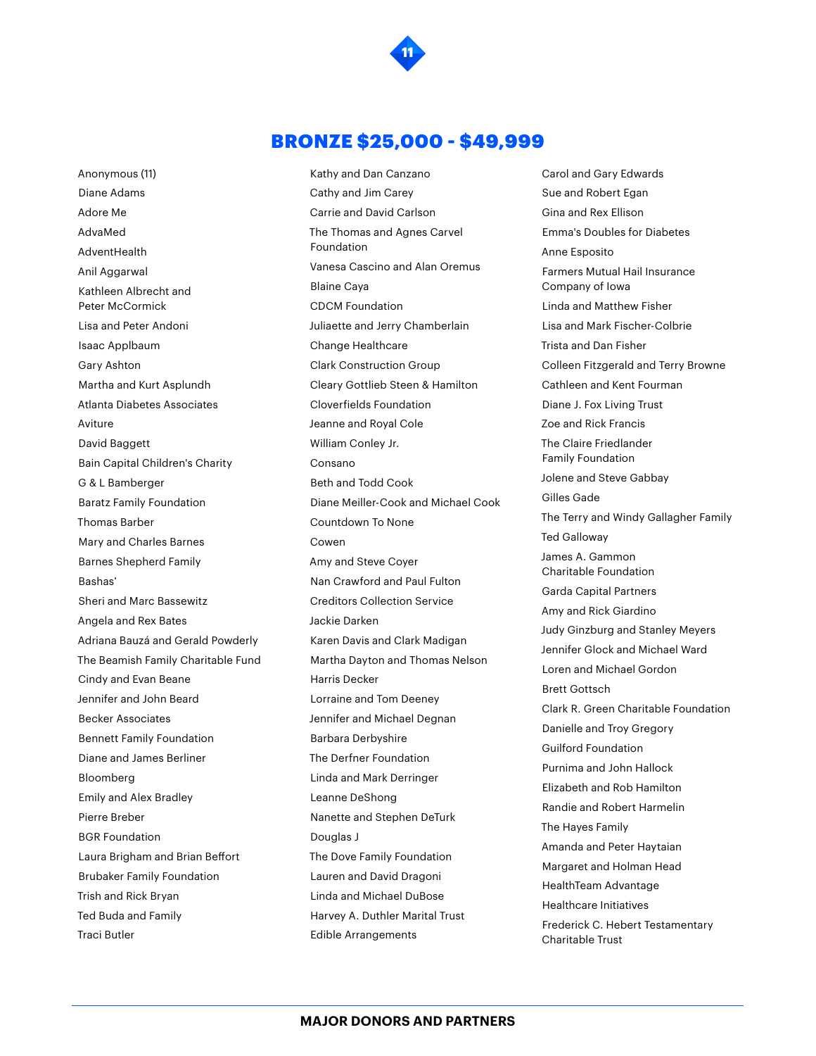## BRONZE $25,000 - $49,999

Anonymous (11)
Diane Adams
Adore Me
AdvaMed
AdventHealth
Anil Aggarwal
Kathleen Albrecht and Peter McCormick
Lisa and Peter Andoni
Isaac Applbaum
Gary Ashton
Martha and Kurt Asplundh
Atlanta Diabetes Associates
Aviture
David Baggett
Bain Capital Children's Charity
G & L Bamberger
Baratz Family Foundation
Thomas Barber
Mary and Charles Barnes
Barnes Shepherd Family
Bashas'
Sheri and Marc Bassewitz
Angela and Rex Bates
Adriana Bauzá and Gerald Powderly
The Beamish Family Charitable Fund
Cindy and Evan Beane
Jennifer and John Beard
Becker Associates
Bennett Family Foundation
Diane and James Berliner
Bloomberg
Emily and Alex Bradley
Pierre Breber
BGR Foundation
Laura Brigham and Brian Beffort
Brubaker Family Foundation
Trish and Rick Bryan
Ted Buda and Family
Traci Butler
Kathy and Dan Canzano
Cathy and Jim Carey
Carrie and David Carlson
The Thomas and Agnes Carvel Foundation
Vanesa Cascino and Alan Oremus
Blaine Caya
CDCM Foundation
Juliaette and Jerry Chamberlain
Change Healthcare
Clark Construction Group
Cleary Gottlieb Steen & Hamilton
Cloverfields Foundation
Jeanne and Royal Cole
William Conley Jr.
Consano
Beth and Todd Cook
Diane Meiller-Cook and Michael Cook
Countdown To None
Cowen
Amy and Steve Coyer
Nan Crawford and Paul Fulton
Creditors Collection Service
Jackie Darken
Karen Davis and Clark Madigan
Martha Dayton and Thomas Nelson
Harris Decker
Lorraine and Tom Deeney
Jennifer and Michael Degnan
Barbara Derbyshire
The Derfner Foundation
Linda and Mark Derringer
Leanne DeShong
Nanette and Stephen DeTurk
Douglas J
The Dove Family Foundation
Lauren and David Dragoni
Linda and Michael DuBose
Harvey A. Duthler Marital Trust
Edible Arrangements
Carol and Gary Edwards
Sue and Robert Egan
Gina and Rex Ellison
Emma's Doubles for Diabetes
Anne Esposito
Farmers Mutual Hail Insurance Company of Iowa
Linda and Matthew Fisher
Lisa and Mark Fischer-Colbrie
Trista and Dan Fisher
Colleen Fitzgerald and Terry Browne
Cathleen and Kent Fourman
Diane J. Fox Living Trust
Zoe and Rick Francis
The Claire Friedlander Family Foundation
Jolene and Steve Gabbay
Gilles Gade
The Terry and Windy Gallagher Family
Ted Galloway
James A. Gammon Charitable Foundation
Garda Capital Partners
Amy and Rick Giardino
Judy Ginzburg and Stanley Meyers
Jennifer Glock and Michael Ward
Loren and Michael Gordon
Brett Gottsch
Clark R. Green Charitable Foundation
Danielle and Troy Gregory
Guilford Foundation
Purnima and John Hallock
Elizabeth and Rob Hamilton
Randie and Robert Harmelin
The Hayes Family
Amanda and Peter Haytaian
Margaret and Holman Head
HealthTeam Advantage
Healthcare Initiatives
Frederick C. Hebert Testamentary Charitable Trust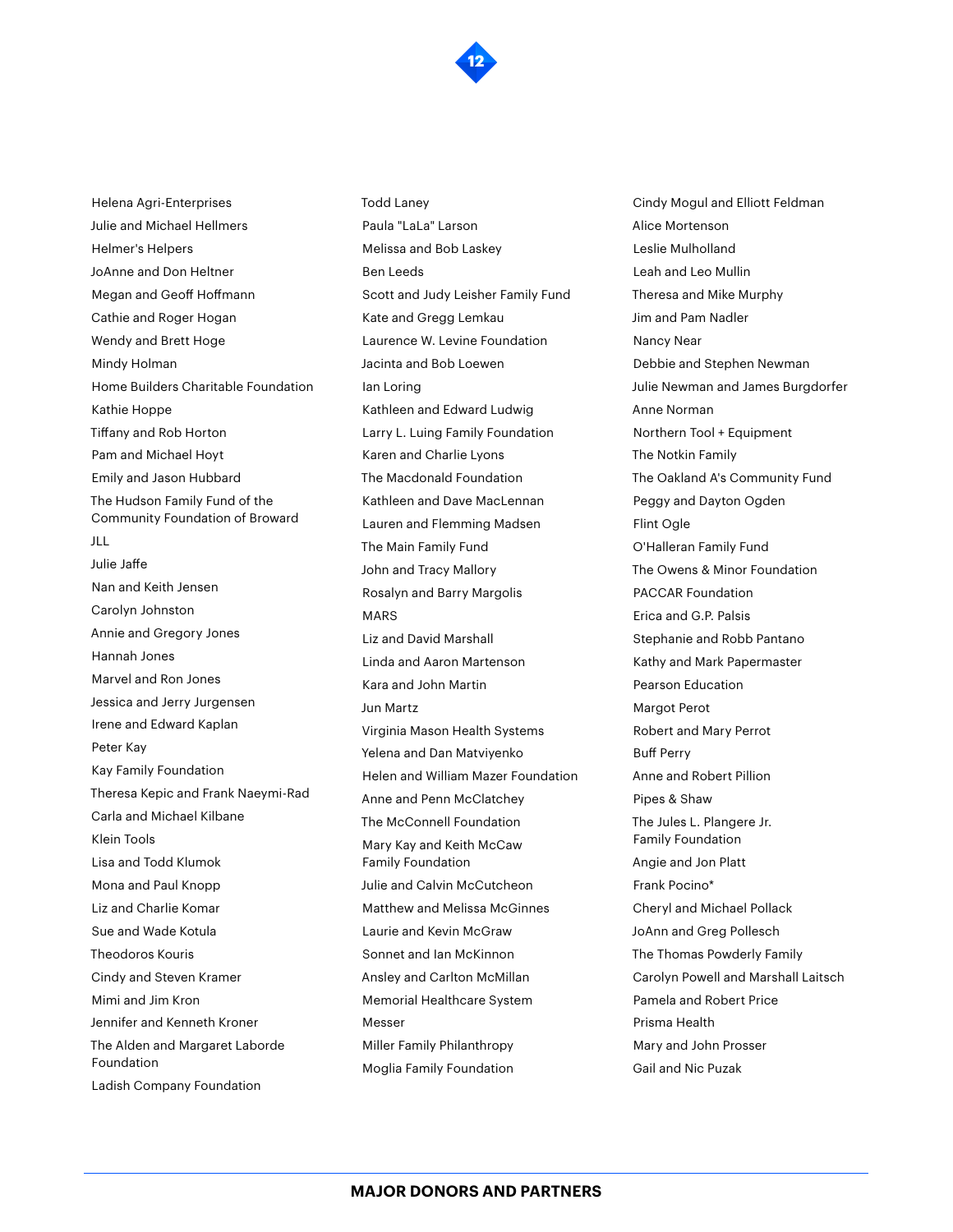Helena Agri-Enterprises
Julie and Michael Hellmers
Helmer's Helpers
JoAnne and Don Heltner
Megan and Geoff Hoffmann
Cathie and Roger Hogan
Wendy and Brett Hoge
Mindy Holman
Home Builders Charitable Foundation
Kathie Hoppe
Tiffany and Rob Horton
Pam and Michael Hoyt
Emily and Jason Hubbard
The Hudson Family Fund of the Community Foundation of Broward
JLL
Julie Jaffe
Nan and Keith Jensen
Carolyn Johnston
Annie and Gregory Jones
Hannah Jones
Marvel and Ron Jones
Jessica and Jerry Jurgensen
Irene and Edward Kaplan
Peter Kay
Kay Family Foundation
Theresa Kepic and Frank Naeymi-Rad
Carla and Michael Kilbane
Klein Tools
Lisa and Todd Klumok
Mona and Paul Knopp
Liz and Charlie Komar
Sue and Wade Kotula
Theodoros Kouris
Cindy and Steven Kramer
Mimi and Jim Kron
Jennifer and Kenneth Kroner
The Alden and Margaret Laborde Foundation
Ladish Company Foundation
Todd Laney
Paula "LaLa" Larson
Melissa and Bob Laskey
Ben Leeds
Scott and Judy Leisher Family Fund
Kate and Gregg Lemkau
Laurence W. Levine Foundation
Jacinta and Bob Loewen
Ian Loring
Kathleen and Edward Ludwig
Larry L. Luing Family Foundation
Karen and Charlie Lyons
The Macdonald Foundation
Kathleen and Dave MacLennan
Lauren and Flemming Madsen
The Main Family Fund
John and Tracy Mallory
Rosalyn and Barry Margolis
MARS
Liz and David Marshall
Linda and Aaron Martenson
Kara and John Martin
Jun Martz
Virginia Mason Health Systems
Yelena and Dan Matviyenko
Helen and William Mazer Foundation
Anne and Penn McClatchey
The McConnell Foundation
Mary Kay and Keith McCaw Family Foundation
Julie and Calvin McCutcheon
Matthew and Melissa McGinnes
Laurie and Kevin McGraw
Sonnet and Ian McKinnon
Ansley and Carlton McMillan
Memorial Healthcare System
Messer
Miller Family Philanthropy
Moglia Family Foundation
Cindy Mogul and Elliott Feldman
Alice Mortenson
Leslie Mulholland
Leah and Leo Mullin
Theresa and Mike Murphy
Jim and Pam Nadler
Nancy Near
Debbie and Stephen Newman
Julie Newman and James Burgdorfer
Anne Norman
Northern Tool + Equipment
The Notkin Family
The Oakland A's Community Fund
Peggy and Dayton Ogden
Flint Ogle
O'Halleran Family Fund
The Owens & Minor Foundation
PACCAR Foundation
Erica and G.P. Palsis
Stephanie and Robb Pantano
Kathy and Mark Papermaster
Pearson Education
Margot Perot
Robert and Mary Perrot
Buff Perry
Anne and Robert Pillion
Pipes & Shaw
The Jules L. Plangere Jr. Family Foundation
Angie and Jon Platt
Frank Pocino*
Cheryl and Michael Pollack
JoAnn and Greg Pollesch
The Thomas Powderly Family
Carolyn Powell and Marshall Laitsch
Pamela and Robert Price
Prisma Health
Mary and John Prosser
Gail and Nic Puzak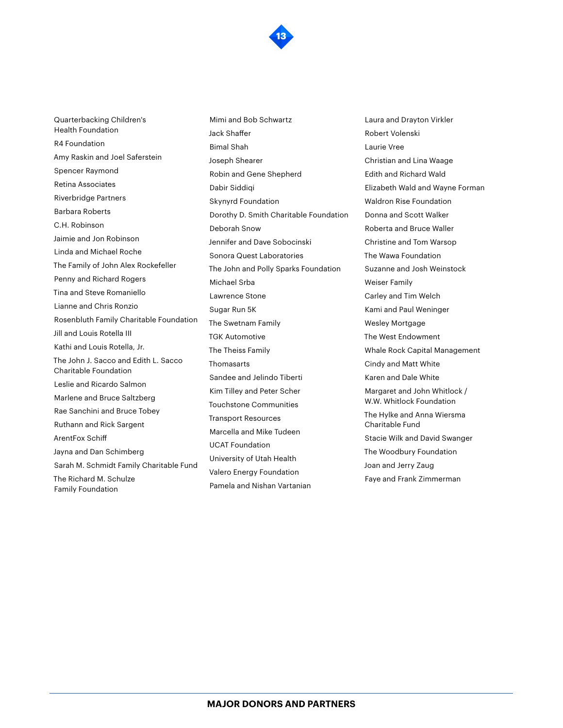Quarterbacking Children's Health Foundation

R4 Foundation

Amy Raskin and Joel Saferstein

Spencer Raymond

Retina Associates

Riverbridge Partners

Barbara Roberts

C.H. Robinson

Jaimie and Jon Robinson

Linda and Michael Roche

The Family of John Alex Rockefeller

Penny and Richard Rogers

Tina and Steve Romaniello

Lianne and Chris Ronzio

Rosenbluth Family Charitable Foundation

Jill and Louis Rotella III

Kathi and Louis Rotella, Jr.

The John J. Sacco and Edith L. Sacco Charitable Foundation

Leslie and Ricardo Salmon

Marlene and Bruce Saltzberg

Rae Sanchini and Bruce Tobey

Ruthann and Rick Sargent

ArentFox Schiff

Jayna and Dan Schimberg

Sarah M. Schmidt Family Charitable Fund

The Richard M. Schulze Family Foundation

Mimi and Bob Schwartz

Jack Shaffer

Bimal Shah

Joseph Shearer

Robin and Gene Shepherd

Dabir Siddiqi

Skynyrd Foundation

Dorothy D. Smith Charitable Foundation

Deborah Snow

Jennifer and Dave Sobocinski

Sonora Quest Laboratories

The John and Polly Sparks Foundation

Michael Srba

Lawrence Stone

Sugar Run 5K

The Swetnam Family

TGK Automotive

The Theiss Family

Thomasarts

Sandee and Jelindo Tiberti

Kim Tilley and Peter Scher

Touchstone Communities

Transport Resources

Marcella and Mike Tudeen

UCAT Foundation

University of Utah Health

Valero Energy Foundation

Pamela and Nishan Vartanian

Laura and Drayton Virkler

Robert Volenski

Laurie Vree

Christian and Lina Waage

Edith and Richard Wald

Elizabeth Wald and Wayne Forman

Waldron Rise Foundation

Donna and Scott Walker

Roberta and Bruce Waller

Christine and Tom Warsop

The Wawa Foundation

Suzanne and Josh Weinstock

Weiser Family

Carley and Tim Welch

Kami and Paul Weninger

Wesley Mortgage

The West Endowment

Whale Rock Capital Management

Cindy and Matt White

Karen and Dale White

Margaret and John Whitlock / W.W. Whitlock Foundation

The Hylke and Anna Wiersma Charitable Fund

Stacie Wilk and David Swanger

The Woodbury Foundation

Joan and Jerry Zaug

Faye and Frank Zimmerman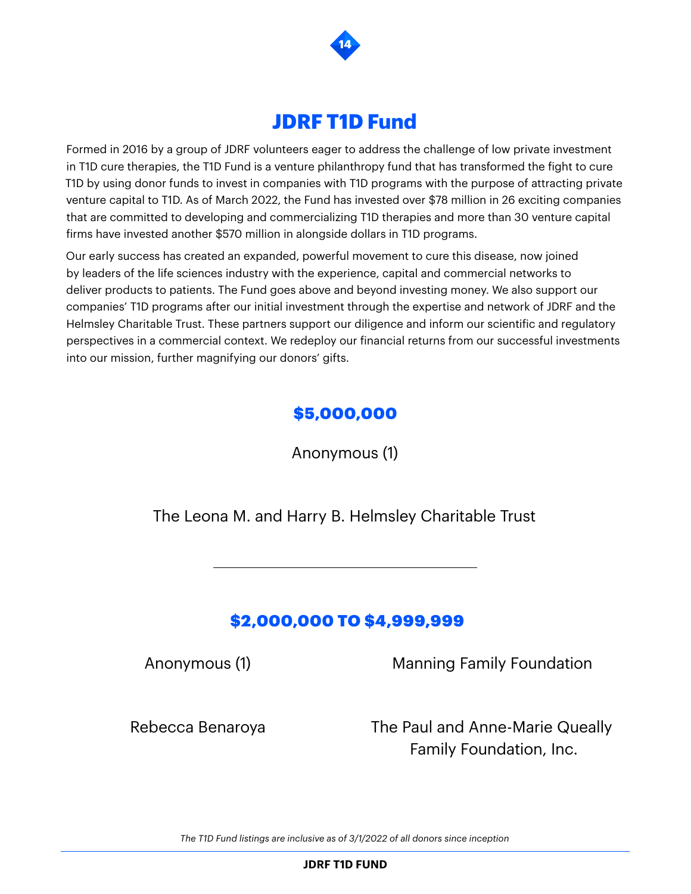# JDRF T1D Fund

Formed in 2016 by a group of JDRF volunteers eager to address the challenge of low private investment in T1D cure therapies, the T1D Fund is a venture philanthropy fund that has transformed the fight to cure T1D by using donor funds to invest in companies with T1D programs with the purpose of attracting private venture capital to T1D. As of March 2022, the Fund has invested over $78 million in 26 exciting companies that are committed to developing and commercializing T1D therapies and more than 30 venture capital firms have invested another $570 million in alongside dollars in T1D programs.

Our early success has created an expanded, powerful movement to cure this disease, now joined by leaders of the life sciences industry with the experience, capital and commercial networks to deliver products to patients. The Fund goes above and beyond investing money. We also support our companies' T1D programs after our initial investment through the expertise and network of JDRF and the Helmsley Charitable Trust. These partners support our diligence and inform our scientific and regulatory perspectives in a commercial context. We redeploy our financial returns from our successful investments into our mission, further magnifying our donors' gifts.

## $5,000,000

Anonymous (1)

The Leona M. and Harry B. Helmsley Charitable Trust

---

## $2,000,000 TO $4,999,999

Anonymous (1)

Rebecca Benaroya

Manning Family Foundation

The Paul and Anne-Marie Queally Family Foundation, Inc.

*The T1D Fund listings are inclusive as of 3/1/2022 of all donors since inception*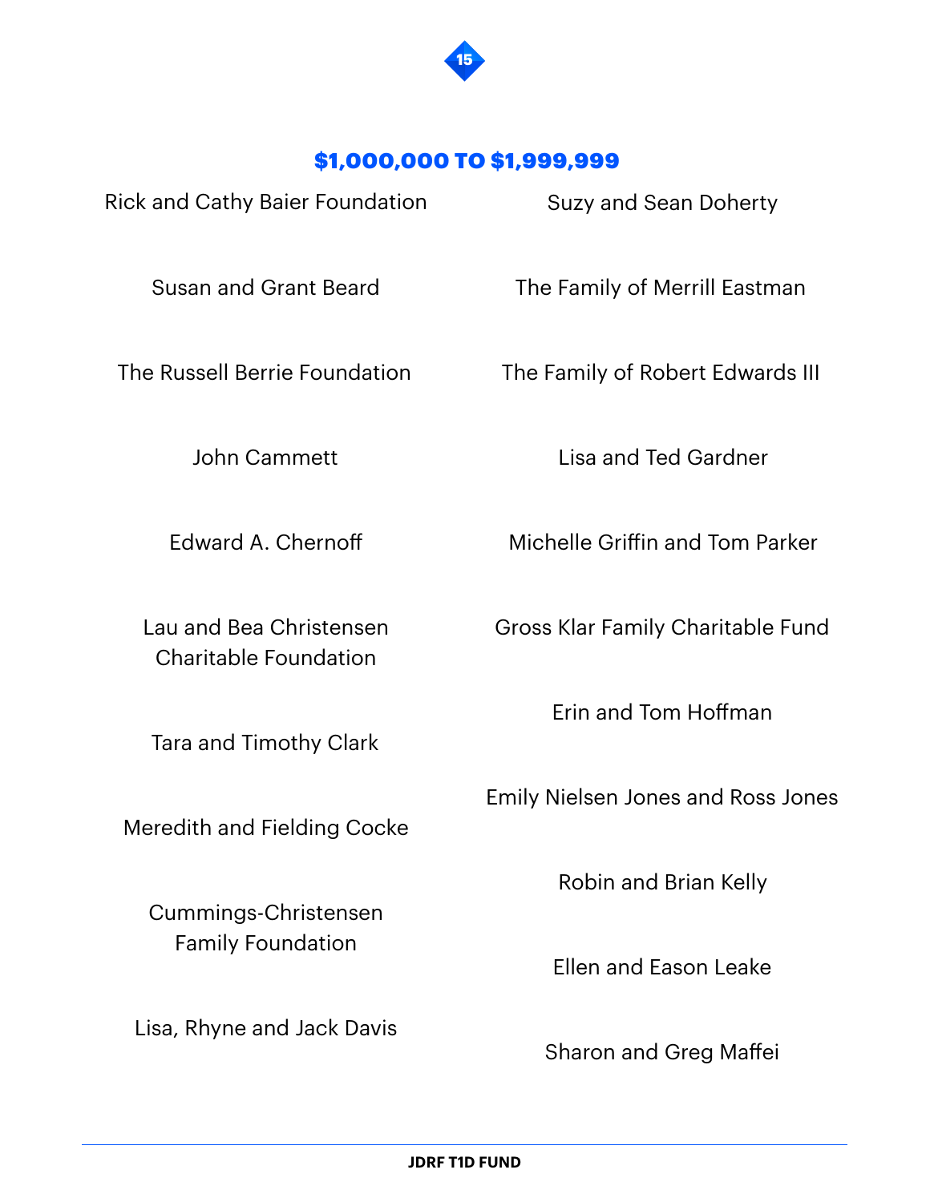## $1,000,000 TO $1,999,999

Rick and Cathy Baier Foundation

Susan and Grant Beard

The Russell Berrie Foundation

John Cammett

Edward A. Chernoff

Lau and Bea Christensen Charitable Foundation

Tara and Timothy Clark

Meredith and Fielding Cocke

Cummings-Christensen Family Foundation

Lisa, Rhyne and Jack Davis

Suzy and Sean Doherty

The Family of Merrill Eastman

The Family of Robert Edwards III

Lisa and Ted Gardner

Michelle Griffin and Tom Parker

Gross Klar Family Charitable Fund

Erin and Tom Hoffman

Emily Nielsen Jones and Ross Jones

Robin and Brian Kelly

Ellen and Eason Leake

Sharon and Greg Maffei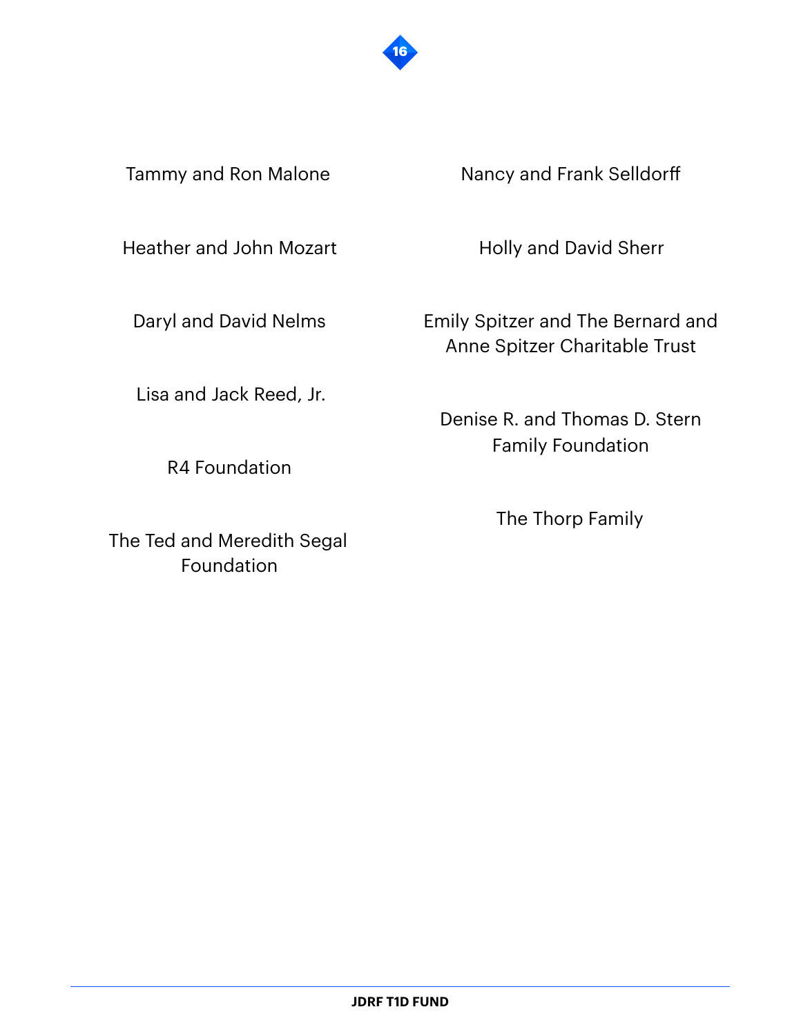Tammy and Ron Malone

Heather and John Mozart

Daryl and David Nelms

Lisa and Jack Reed, Jr.

R4 Foundation

The Ted and Meredith Segal Foundation

Nancy and Frank Selldorff

Holly and David Sherr

Emily Spitzer and The Bernard and Anne Spitzer Charitable Trust

Denise R. and Thomas D. Stern Family Foundation

The Thorp Family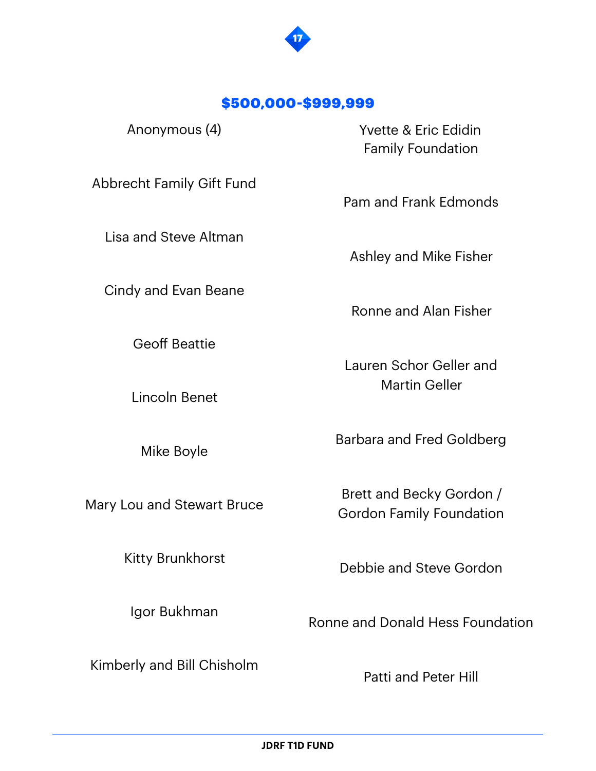## $500,000-$999,999

Anonymous (4)

Abbrecht Family Gift Fund

Lisa and Steve Altman

Cindy and Evan Beane

Geoff Beattie

Lincoln Benet

Mike Boyle

Mary Lou and Stewart Bruce

Kitty Brunkhorst

Igor Bukhman

Kimberly and Bill Chisholm

Yvette & Eric Edidin Family Foundation

Pam and Frank Edmonds

Ashley and Mike Fisher

Ronne and Alan Fisher

Lauren Schor Geller and Martin Geller

Barbara and Fred Goldberg

Brett and Becky Gordon / Gordon Family Foundation

Debbie and Steve Gordon

Ronne and Donald Hess Foundation

Patti and Peter Hill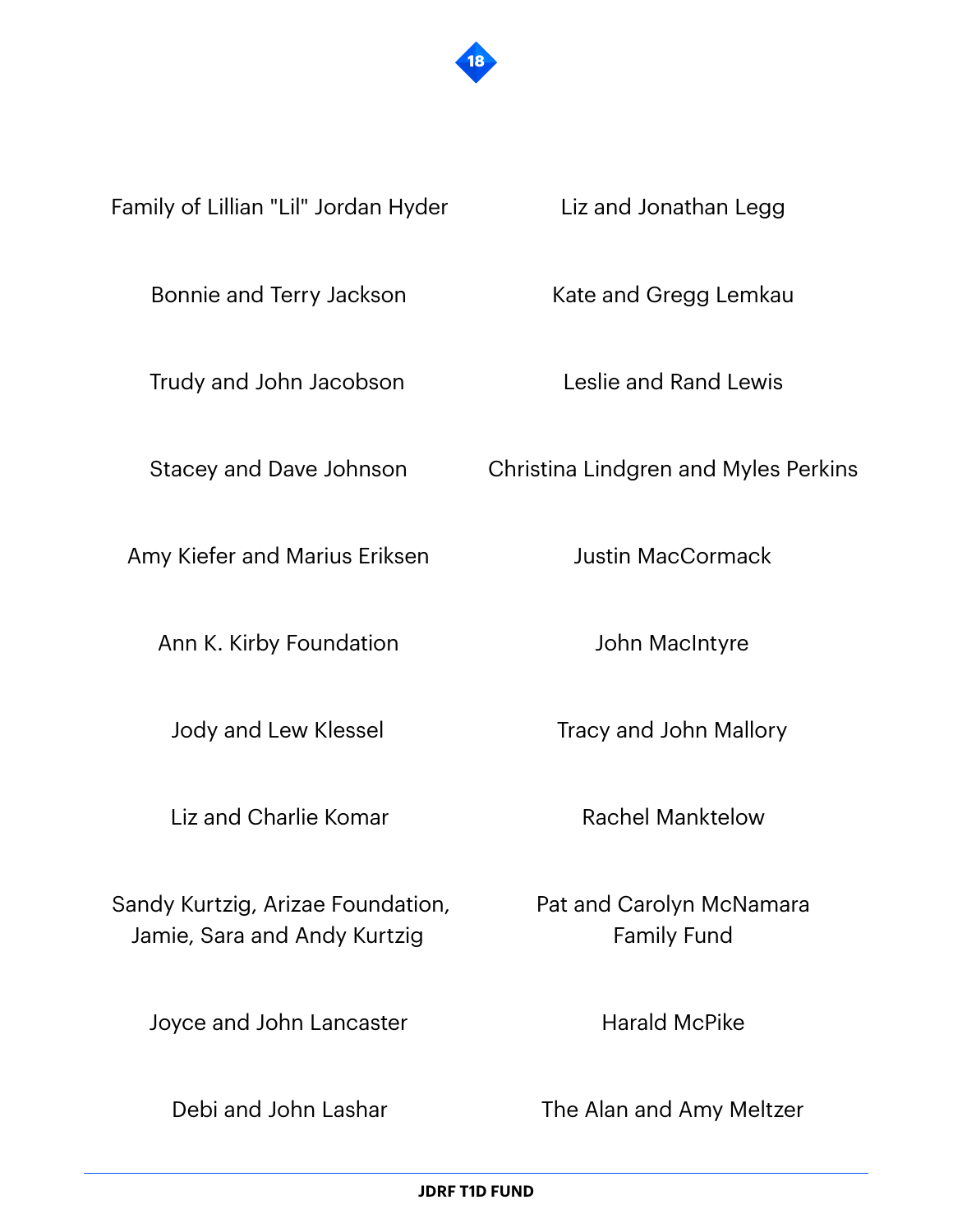Family of Lillian "Lil" Jordan Hyder

Bonnie and Terry Jackson

Trudy and John Jacobson

Stacey and Dave Johnson

Amy Kiefer and Marius Eriksen

Ann K. Kirby Foundation

Jody and Lew Klessel

Liz and Charlie Komar

Sandy Kurtzig, Arizae Foundation, Jamie, Sara and Andy Kurtzig

Joyce and John Lancaster

Debi and John Lashar

Liz and Jonathan Legg

Kate and Gregg Lemkau

Leslie and Rand Lewis

Christina Lindgren and Myles Perkins

Justin MacCormack

John MacIntyre

Tracy and John Mallory

Rachel Manktelow

Pat and Carolyn McNamara Family Fund

Harald McPike

The Alan and Amy Meltzer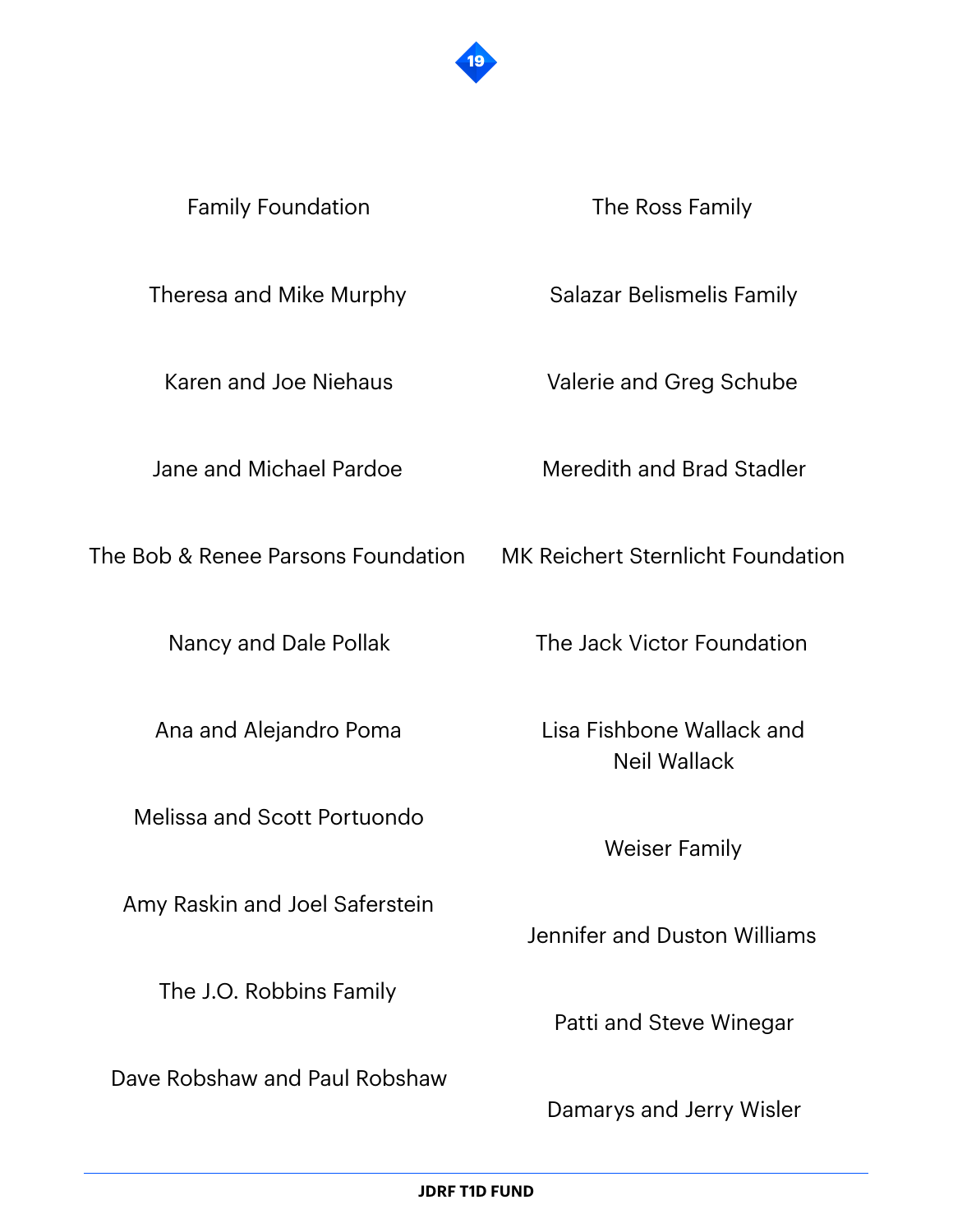Family Foundation

Theresa and Mike Murphy

Karen and Joe Niehaus

Jane and Michael Pardoe

The Bob & Renee Parsons Foundation

Nancy and Dale Pollak

Ana and Alejandro Poma

Melissa and Scott Portuondo

Amy Raskin and Joel Saferstein

The J.O. Robbins Family

Dave Robshaw and Paul Robshaw

The Ross Family

Salazar Belismelis Family

Valerie and Greg Schube

Meredith and Brad Stadler

MK Reichert Sternlicht Foundation

The Jack Victor Foundation

Lisa Fishbone Wallack and Neil Wallack

Weiser Family

Jennifer and Duston Williams

Patti and Steve Winegar

Damarys and Jerry Wisler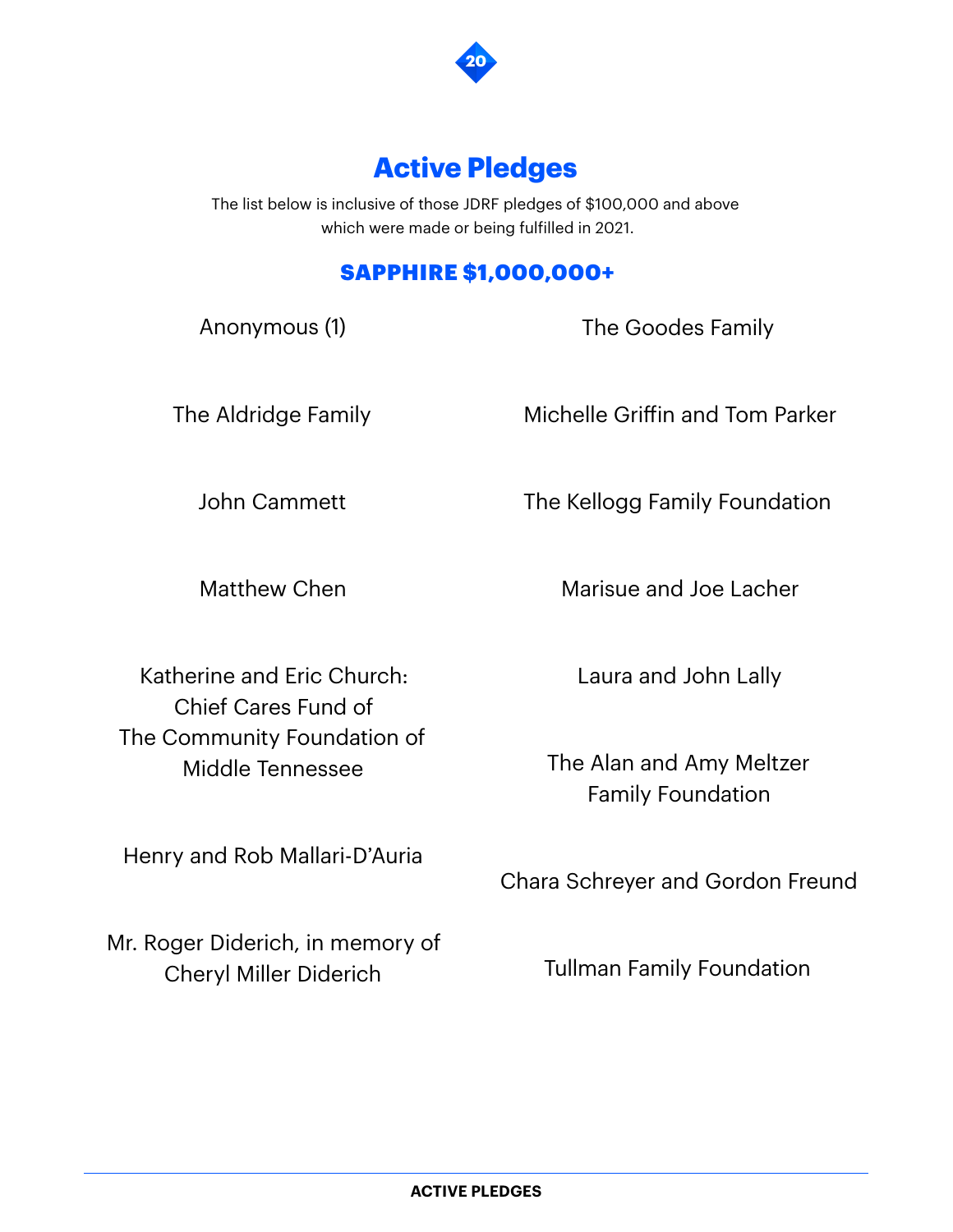## Active Pledges

The list below is inclusive of those JDRF pledges of $100,000 and above which were made or being fulfilled in 2021.

### SAPPHIRE $1,000,000+

Anonymous (1)

The Aldridge Family

John Cammett

Matthew Chen

Katherine and Eric Church: Chief Cares Fund of The Community Foundation of Middle Tennessee

Henry and Rob Mallari-D'Auria

Mr. Roger Diderich, in memory of Cheryl Miller Diderich

The Goodes Family

Michelle Griffin and Tom Parker

The Kellogg Family Foundation

Marisue and Joe Lacher

Laura and John Lally

The Alan and Amy Meltzer Family Foundation

Chara Schreyer and Gordon Freund

Tullman Family Foundation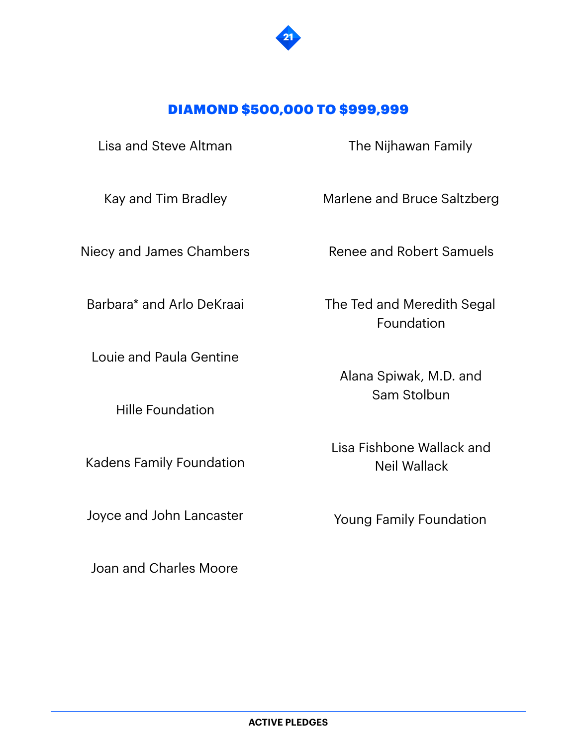## DIAMOND $500,000 TO $999,999

Lisa and Steve Altman

Kay and Tim Bradley

Niecy and James Chambers

Barbara* and Arlo DeKraai

Louie and Paula Gentine

Hille Foundation

Kadens Family Foundation

Joyce and John Lancaster

Joan and Charles Moore

The Nijhawan Family

Marlene and Bruce Saltzberg

Renee and Robert Samuels

The Ted and Meredith Segal Foundation

Alana Spiwak, M.D. and Sam Stolbun

Lisa Fishbone Wallack and Neil Wallack

Young Family Foundation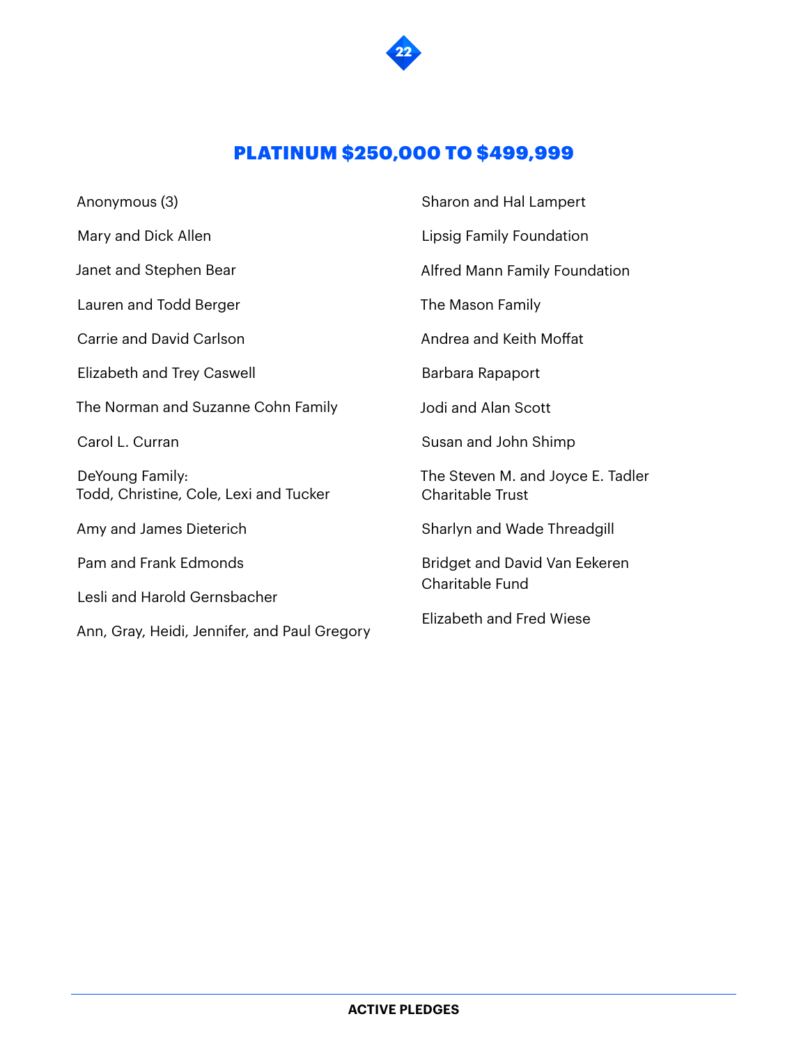## PLATINUM $250,000 TO $499,999

Anonymous (3)

Mary and Dick Allen

Janet and Stephen Bear

Lauren and Todd Berger

Carrie and David Carlson

Elizabeth and Trey Caswell

The Norman and Suzanne Cohn Family

Carol L. Curran

DeYoung Family:
Todd, Christine, Cole, Lexi and Tucker

Amy and James Dieterich

Pam and Frank Edmonds

Lesli and Harold Gernsbacher

Ann, Gray, Heidi, Jennifer, and Paul Gregory

Sharon and Hal Lampert

Lipsig Family Foundation

Alfred Mann Family Foundation

The Mason Family

Andrea and Keith Moffat

Barbara Rapaport

Jodi and Alan Scott

Susan and John Shimp

The Steven M. and Joyce E. Tadler Charitable Trust

Sharlyn and Wade Threadgill

Bridget and David Van Eekeren Charitable Fund

Elizabeth and Fred Wiese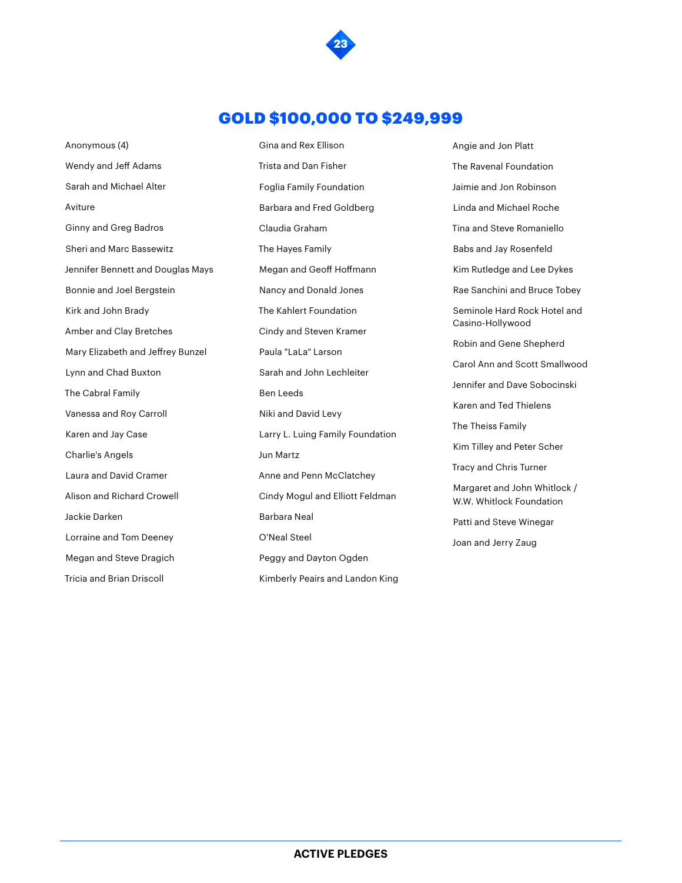## GOLD $100,000 TO $249,999

Anonymous (4)

Wendy and Jeff Adams

Sarah and Michael Alter

Aviture

Ginny and Greg Badros

Sheri and Marc Bassewitz

Jennifer Bennett and Douglas Mays

Bonnie and Joel Bergstein

Kirk and John Brady

Amber and Clay Bretches

Mary Elizabeth and Jeffrey Bunzel

Lynn and Chad Buxton

The Cabral Family

Vanessa and Roy Carroll

Karen and Jay Case

Charlie's Angels

Laura and David Cramer

Alison and Richard Crowell

Jackie Darken

Lorraine and Tom Deeney

Megan and Steve Dragich

Tricia and Brian Driscoll

Gina and Rex Ellison

Trista and Dan Fisher

Foglia Family Foundation

Barbara and Fred Goldberg

Claudia Graham

The Hayes Family

Megan and Geoff Hoffmann

Nancy and Donald Jones

The Kahlert Foundation

Cindy and Steven Kramer

Paula "LaLa" Larson

Sarah and John Lechleiter

Ben Leeds

Niki and David Levy

Larry L. Luing Family Foundation

Jun Martz

Anne and Penn McClatchey

Cindy Mogul and Elliott Feldman

Barbara Neal

O'Neal Steel

Peggy and Dayton Ogden

Kimberly Peairs and Landon King

Angie and Jon Platt

The Ravenal Foundation

Jaimie and Jon Robinson

Linda and Michael Roche

Tina and Steve Romaniello

Babs and Jay Rosenfeld

Kim Rutledge and Lee Dykes

Rae Sanchini and Bruce Tobey

Seminole Hard Rock Hotel and Casino-Hollywood

Robin and Gene Shepherd

Carol Ann and Scott Smallwood

Jennifer and Dave Sobocinski

Karen and Ted Thielens

The Theiss Family

Kim Tilley and Peter Scher

Tracy and Chris Turner

Margaret and John Whitlock / W.W. Whitlock Foundation

Patti and Steve Winegar

Joan and Jerry Zaug

ACTIVE PLEDGES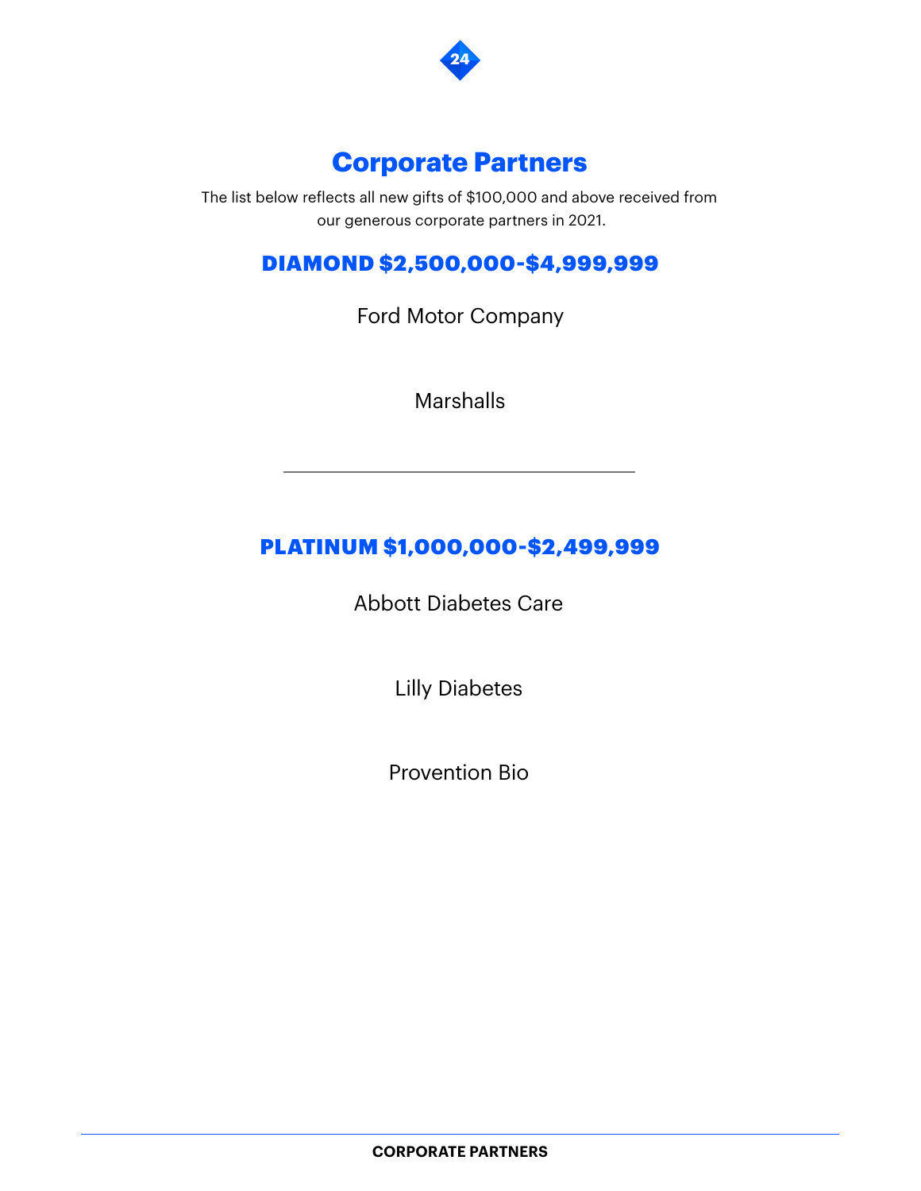# Corporate Partners

The list below reflects all new gifts of $100,000 and above received from our generous corporate partners in 2021.

## DIAMOND $2,500,000-$4,999,999

Ford Motor Company

Marshalls

---

## PLATINUM $1,000,000-$2,499,999

Abbott Diabetes Care

Lilly Diabetes

Provention Bio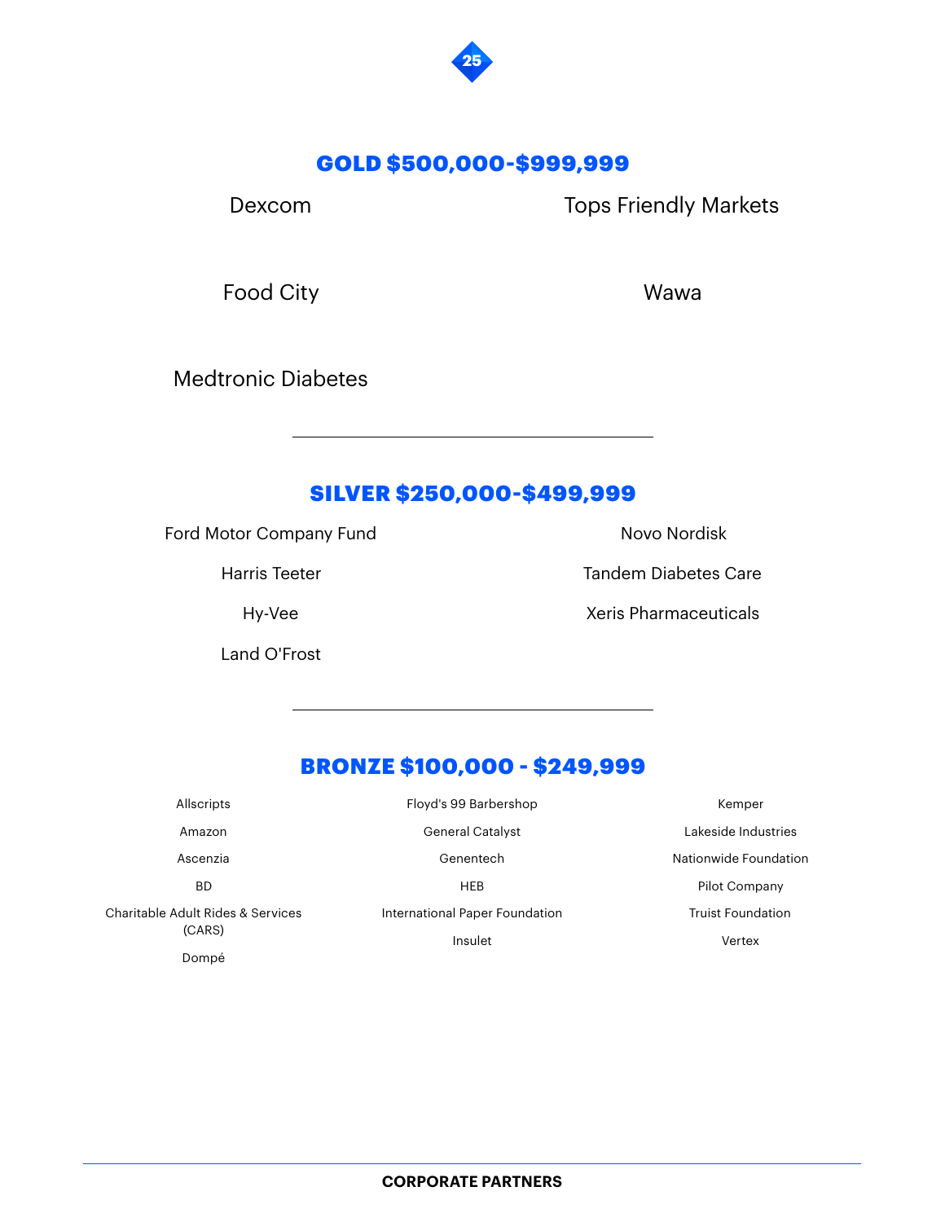## GOLD $500,000-$999,999

Dexcom

Food City

Medtronic Diabetes

Tops Friendly Markets

Wawa

---

## SILVER $250,000-$499,999

Ford Motor Company Fund

Harris Teeter

Hy-Vee

Land O'Frost

Novo Nordisk

Tandem Diabetes Care

Xeris Pharmaceuticals

---

## BRONZE $100,000 - $249,999

Allscripts

Amazon

Ascenzia

BD

Charitable Adult Rides & Services (CARS)

Dompé

Floyd's 99 Barbershop

General Catalyst

Genentech

HEB

International Paper Foundation

Insulet

Kemper

Lakeside Industries

Nationwide Foundation

Pilot Company

Truist Foundation

Vertex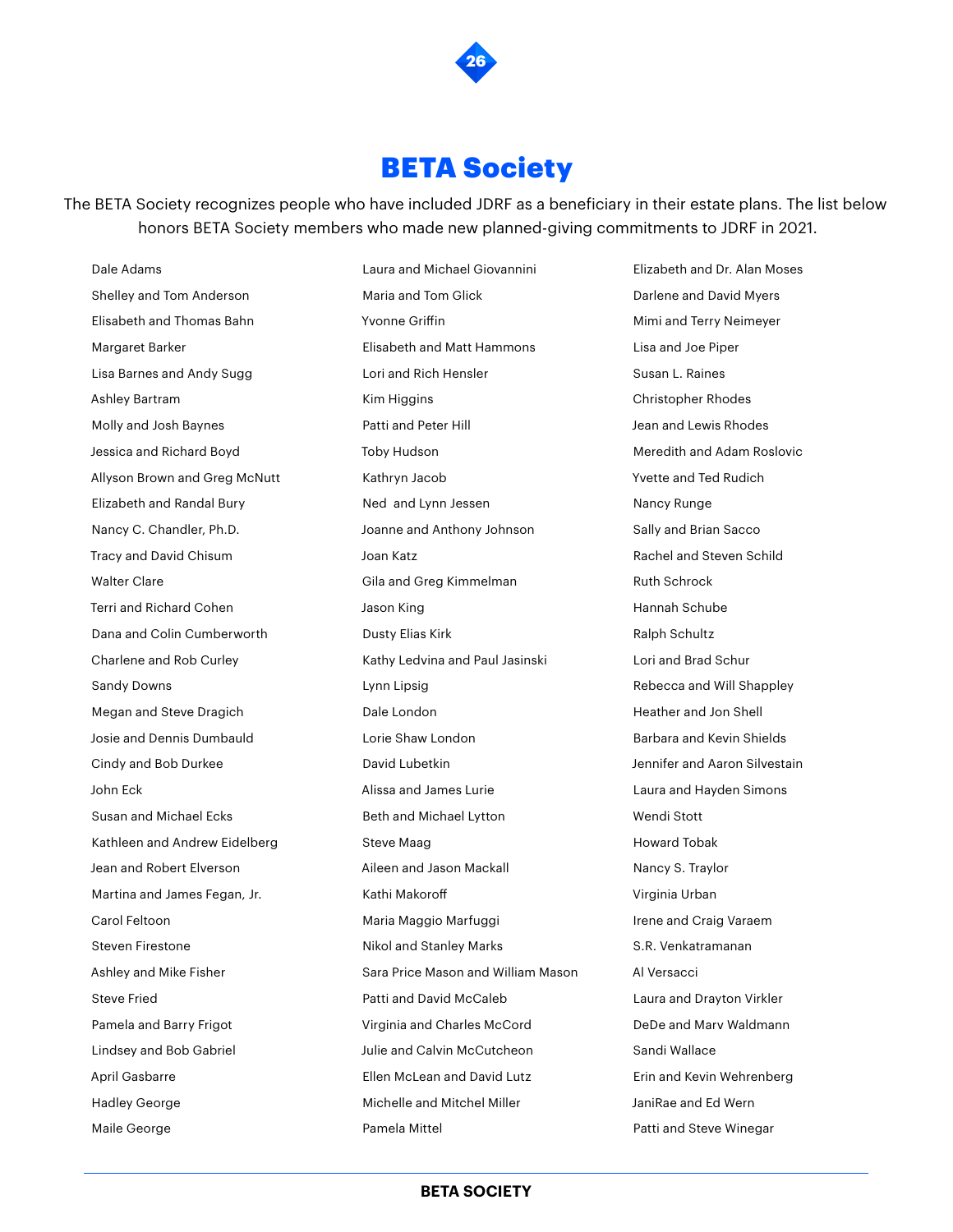# BETA Society

The BETA Society recognizes people who have included JDRF as a beneficiary in their estate plans. The list below honors BETA Society members who made new planned-giving commitments to JDRF in 2021.

Dale Adams
Shelley and Tom Anderson
Elisabeth and Thomas Bahn
Margaret Barker
Lisa Barnes and Andy Sugg
Ashley Bartram
Molly and Josh Baynes
Jessica and Richard Boyd
Allyson Brown and Greg McNutt
Elizabeth and Randal Bury
Nancy C. Chandler, Ph.D.
Tracy and David Chisum
Walter Clare
Terri and Richard Cohen
Dana and Colin Cumberworth
Charlene and Rob Curley
Sandy Downs
Megan and Steve Dragich
Josie and Dennis Dumbauld
Cindy and Bob Durkee
John Eck
Susan and Michael Ecks
Kathleen and Andrew Eidelberg
Jean and Robert Elverson
Martina and James Fegan, Jr.
Carol Feltoon
Steven Firestone
Ashley and Mike Fisher
Steve Fried
Pamela and Barry Frigot
Lindsey and Bob Gabriel
April Gasbarre
Hadley George
Maile George
Laura and Michael Giovannini
Maria and Tom Glick
Yvonne Griffin
Elisabeth and Matt Hammons
Lori and Rich Hensler
Kim Higgins
Patti and Peter Hill
Toby Hudson
Kathryn Jacob
Ned and Lynn Jessen
Joanne and Anthony Johnson
Joan Katz
Gila and Greg Kimmelman
Jason King
Dusty Elias Kirk
Kathy Ledvina and Paul Jasinski
Lynn Lipsig
Dale London
Lorie Shaw London
David Lubetkin
Alissa and James Lurie
Beth and Michael Lytton
Steve Maag
Aileen and Jason Mackall
Kathi Makoroff
Maria Maggio Marfuggi
Nikol and Stanley Marks
Sara Price Mason and William Mason
Patti and David McCaleb
Virginia and Charles McCord
Julie and Calvin McCutcheon
Ellen McLean and David Lutz
Michelle and Mitchel Miller
Pamela Mittel
Elizabeth and Dr. Alan Moses
Darlene and David Myers
Mimi and Terry Neimeyer
Lisa and Joe Piper
Susan L. Raines
Christopher Rhodes
Jean and Lewis Rhodes
Meredith and Adam Roslovic
Yvette and Ted Rudich
Nancy Runge
Sally and Brian Sacco
Rachel and Steven Schild
Ruth Schrock
Hannah Schube
Ralph Schultz
Lori and Brad Schur
Rebecca and Will Shappley
Heather and Jon Shell
Barbara and Kevin Shields
Jennifer and Aaron Silvestain
Laura and Hayden Simons
Wendi Stott
Howard Tobak
Nancy S. Traylor
Virginia Urban
Irene and Craig Varaem
S.R. Venkatramanan
Al Versacci
Laura and Drayton Virkler
DeDe and Marv Waldmann
Sandi Wallace
Erin and Kevin Wehrenberg
JaniRae and Ed Wern
Patti and Steve Winegar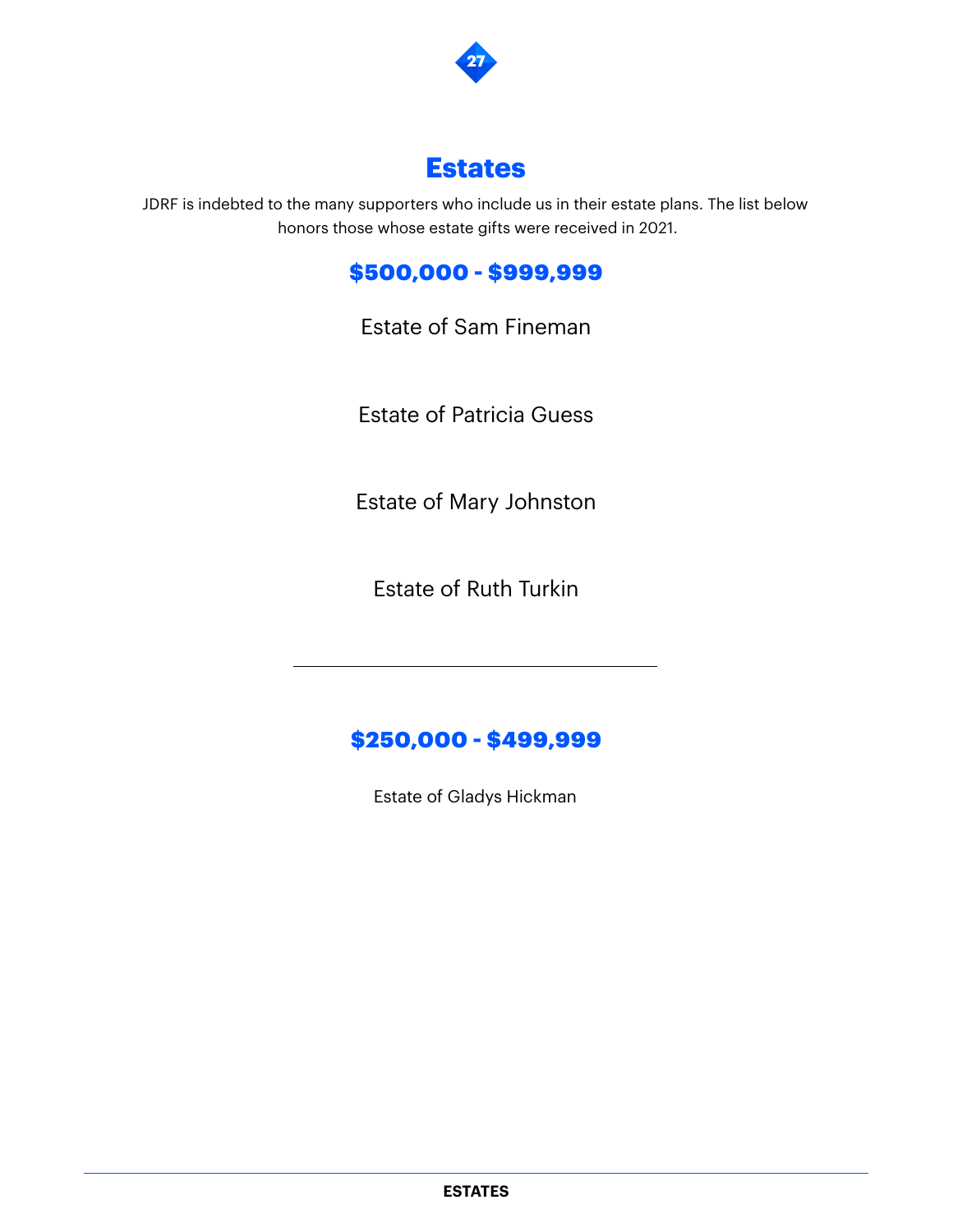# Estates

JDRF is indebted to the many supporters who include us in their estate plans. The list below honors those whose estate gifts were received in 2021.

## $500,000 - $999,999

Estate of Sam Fineman

Estate of Patricia Guess

Estate of Mary Johnston

Estate of Ruth Turkin

---

## $250,000 - $499,999

Estate of Gladys Hickman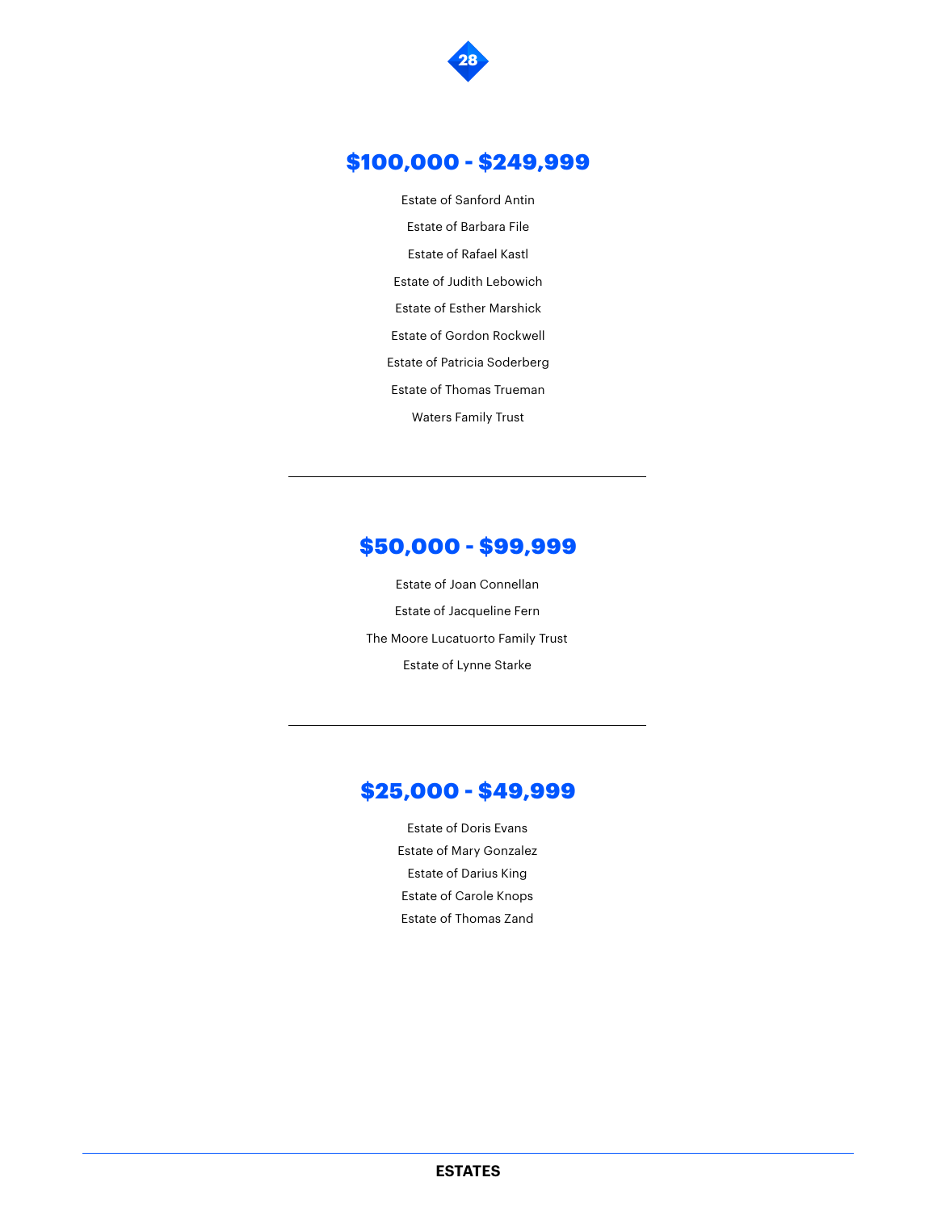## $100,000 - $249,999

Estate of Sanford Antin

Estate of Barbara File

Estate of Rafael Kastl

Estate of Judith Lebowich

Estate of Esther Marshick

Estate of Gordon Rockwell

Estate of Patricia Soderberg

Estate of Thomas Trueman

Waters Family Trust

---

## $50,000 - $99,999

Estate of Joan Connellan

Estate of Jacqueline Fern

The Moore Lucatuorto Family Trust

Estate of Lynne Starke

---

## $25,000 - $49,999

Estate of Doris Evans

Estate of Mary Gonzalez

Estate of Darius King

Estate of Carole Knops

Estate of Thomas Zand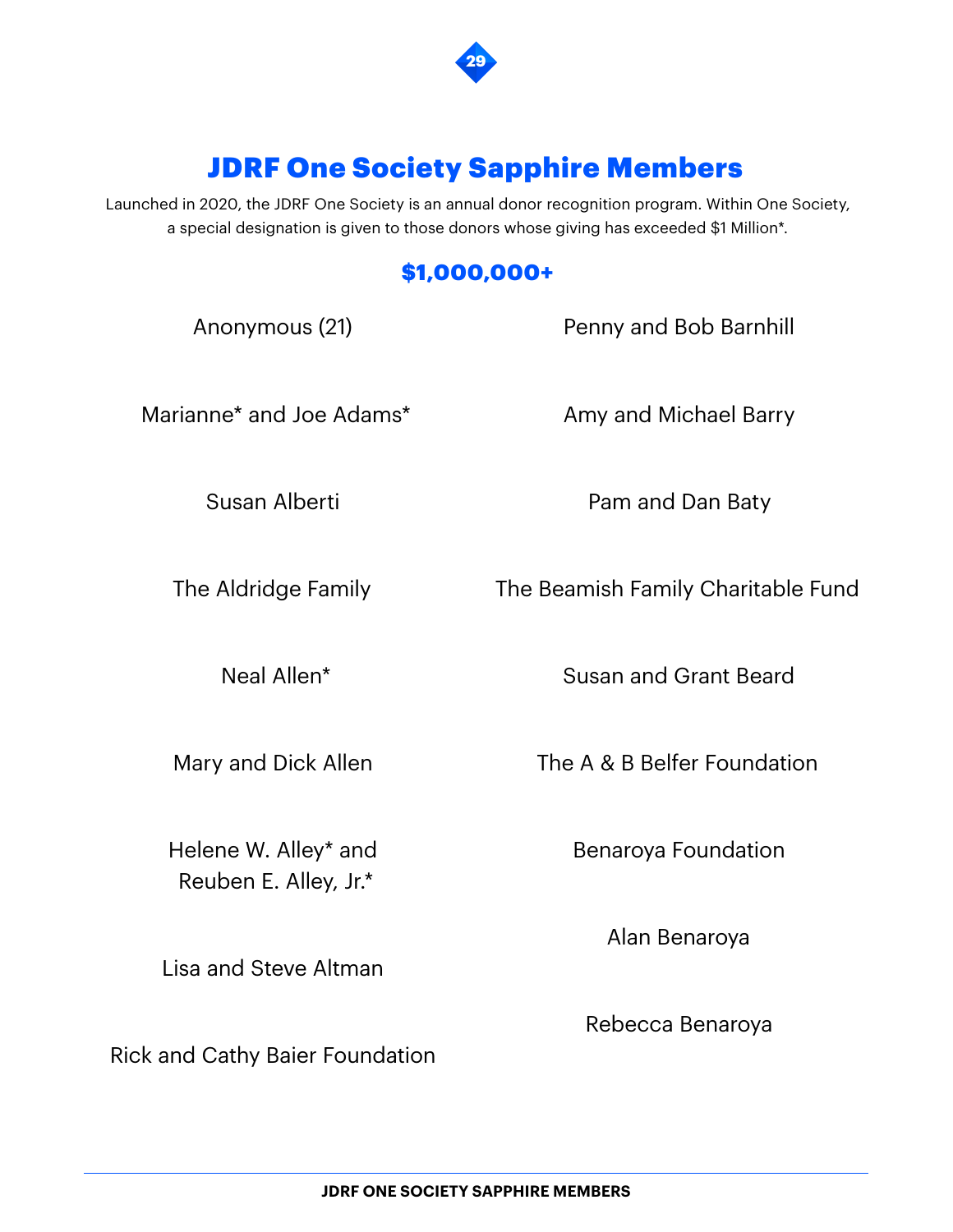# JDRF One Society Sapphire Members

Launched in 2020, the JDRF One Society is an annual donor recognition program. Within One Society, a special designation is given to those donors whose giving has exceeded $1 Million*.

## $1,000,000+

Anonymous (21)

Marianne* and Joe Adams*

Susan Alberti

The Aldridge Family

Neal Allen*

Mary and Dick Allen

Helene W. Alley* and Reuben E. Alley, Jr.*

Lisa and Steve Altman

Rick and Cathy Baier Foundation

Penny and Bob Barnhill

Amy and Michael Barry

Pam and Dan Baty

The Beamish Family Charitable Fund

Susan and Grant Beard

The A & B Belfer Foundation

Benaroya Foundation

Alan Benaroya

Rebecca Benaroya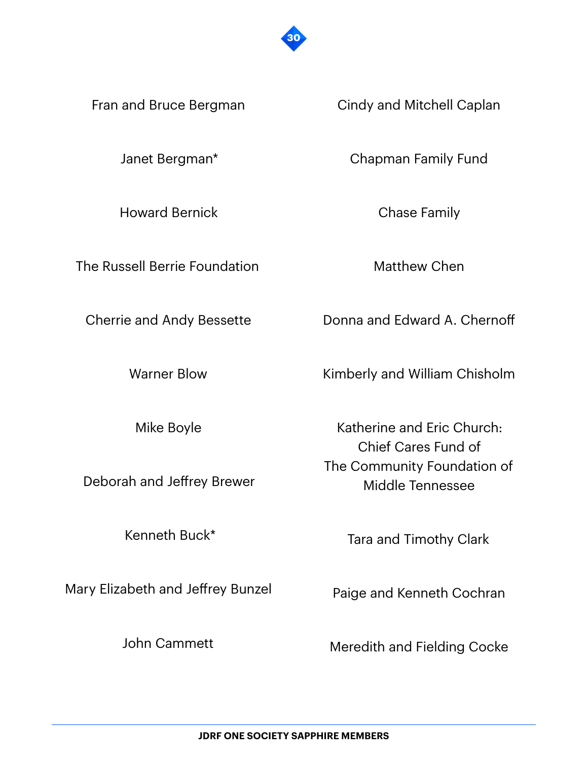Fran and Bruce Bergman

Janet Bergman*

Howard Bernick

The Russell Berrie Foundation

Cherrie and Andy Bessette

Warner Blow

Mike Boyle

Deborah and Jeffrey Brewer

Kenneth Buck*

Mary Elizabeth and Jeffrey Bunzel

John Cammett

Cindy and Mitchell Caplan

Chapman Family Fund

Chase Family

Matthew Chen

Donna and Edward A. Chernoff

Kimberly and William Chisholm

Katherine and Eric Church: Chief Cares Fund of The Community Foundation of Middle Tennessee

Tara and Timothy Clark

Paige and Kenneth Cochran

Meredith and Fielding Cocke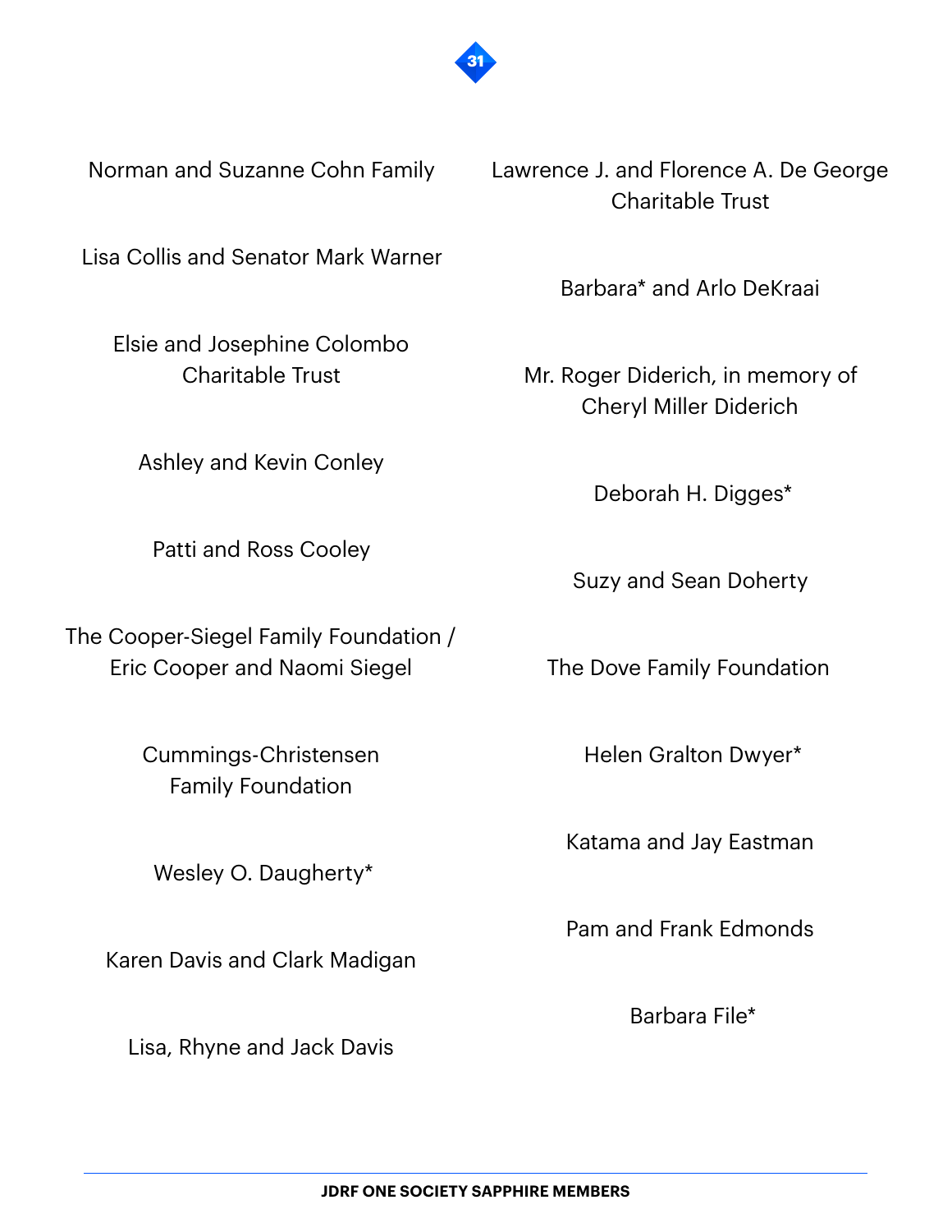Norman and Suzanne Cohn Family

Lisa Collis and Senator Mark Warner

Elsie and Josephine Colombo Charitable Trust

Ashley and Kevin Conley

Patti and Ross Cooley

The Cooper-Siegel Family Foundation / Eric Cooper and Naomi Siegel

Cummings-Christensen Family Foundation

Wesley O. Daugherty*

Karen Davis and Clark Madigan

Lisa, Rhyne and Jack Davis

Lawrence J. and Florence A. De George Charitable Trust

Barbara* and Arlo DeKraai

Mr. Roger Diderich, in memory of Cheryl Miller Diderich

Deborah H. Digges*

Suzy and Sean Doherty

The Dove Family Foundation

Helen Gralton Dwyer*

Katama and Jay Eastman

Pam and Frank Edmonds

Barbara File*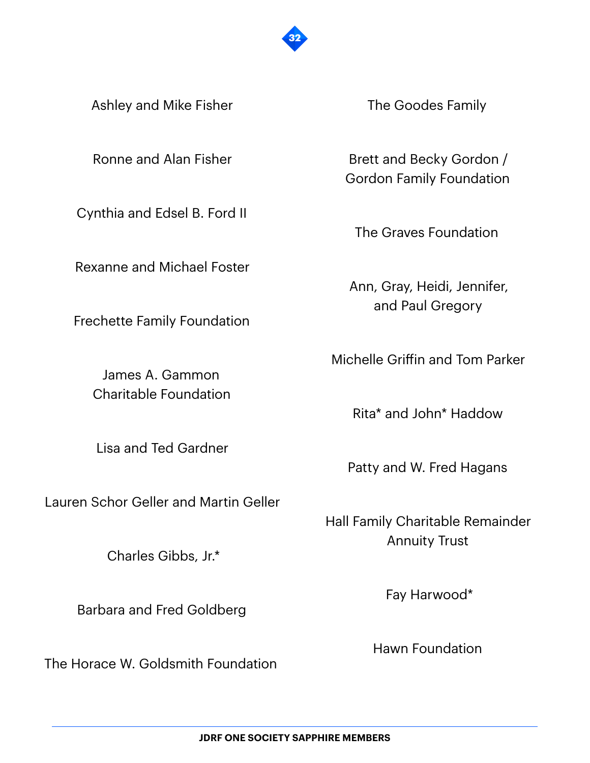Ashley and Mike Fisher

Ronne and Alan Fisher

Cynthia and Edsel B. Ford II

Rexanne and Michael Foster

Frechette Family Foundation

James A. Gammon Charitable Foundation

Lisa and Ted Gardner

Lauren Schor Geller and Martin Geller

Charles Gibbs, Jr.*

Barbara and Fred Goldberg

The Horace W. Goldsmith Foundation

The Goodes Family

Brett and Becky Gordon / Gordon Family Foundation

The Graves Foundation

Ann, Gray, Heidi, Jennifer, and Paul Gregory

Michelle Griffin and Tom Parker

Rita* and John* Haddow

Patty and W. Fred Hagans

Hall Family Charitable Remainder Annuity Trust

Fay Harwood*

Hawn Foundation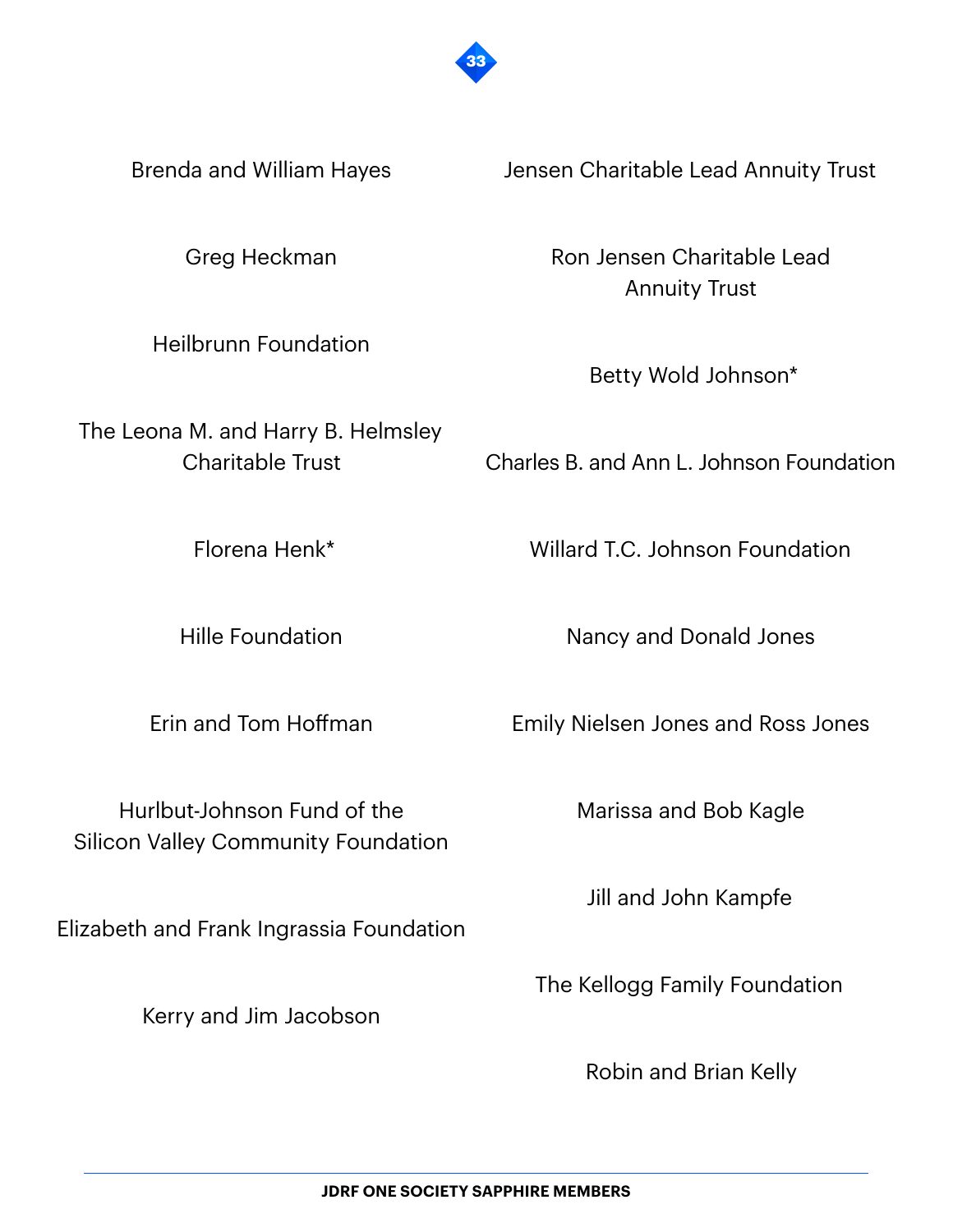Brenda and William Hayes

Greg Heckman

Heilbrunn Foundation

The Leona M. and Harry B. Helmsley Charitable Trust

Florena Henk*

Hille Foundation

Erin and Tom Hoffman

Hurlbut-Johnson Fund of the Silicon Valley Community Foundation

Elizabeth and Frank Ingrassia Foundation

Kerry and Jim Jacobson

Jensen Charitable Lead Annuity Trust

Ron Jensen Charitable Lead Annuity Trust

Betty Wold Johnson*

Charles B. and Ann L. Johnson Foundation

Willard T.C. Johnson Foundation

Nancy and Donald Jones

Emily Nielsen Jones and Ross Jones

Marissa and Bob Kagle

Jill and John Kampfe

The Kellogg Family Foundation

Robin and Brian Kelly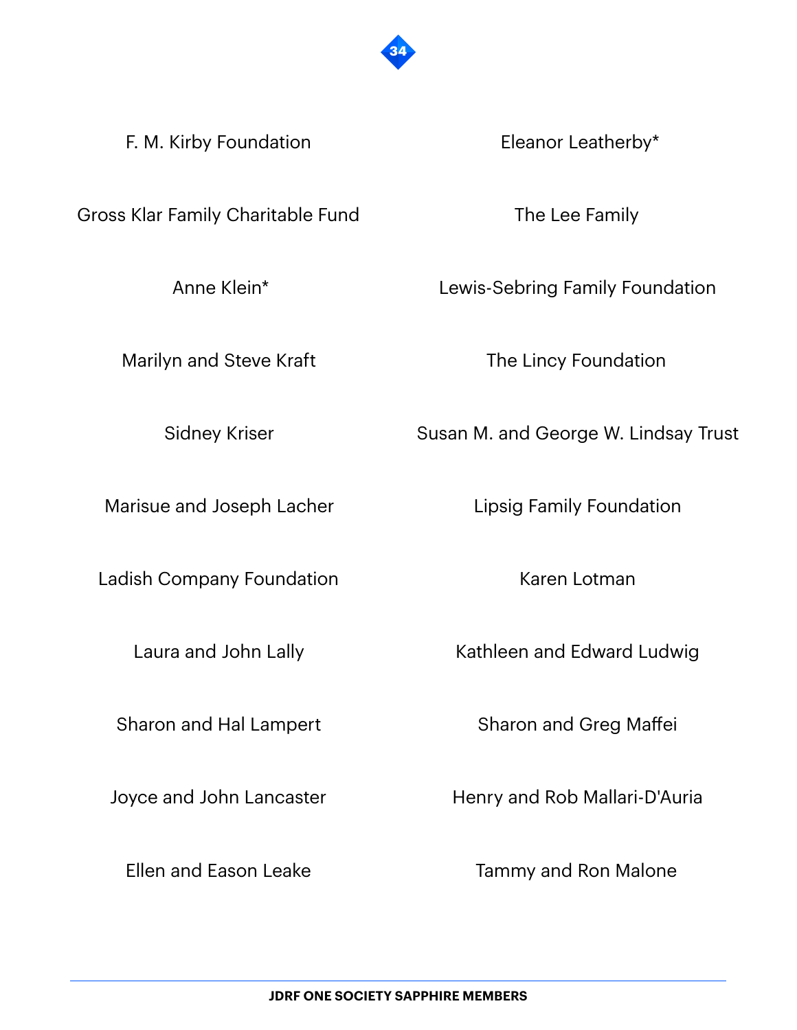F. M. Kirby Foundation

Gross Klar Family Charitable Fund

Anne Klein*

Marilyn and Steve Kraft

Sidney Kriser

Marisue and Joseph Lacher

Ladish Company Foundation

Laura and John Lally

Sharon and Hal Lampert

Joyce and John Lancaster

Ellen and Eason Leake

Eleanor Leatherby*

The Lee Family

Lewis-Sebring Family Foundation

The Lincy Foundation

Susan M. and George W. Lindsay Trust

Lipsig Family Foundation

Karen Lotman

Kathleen and Edward Ludwig

Sharon and Greg Maffei

Henry and Rob Mallari-D'Auria

Tammy and Ron Malone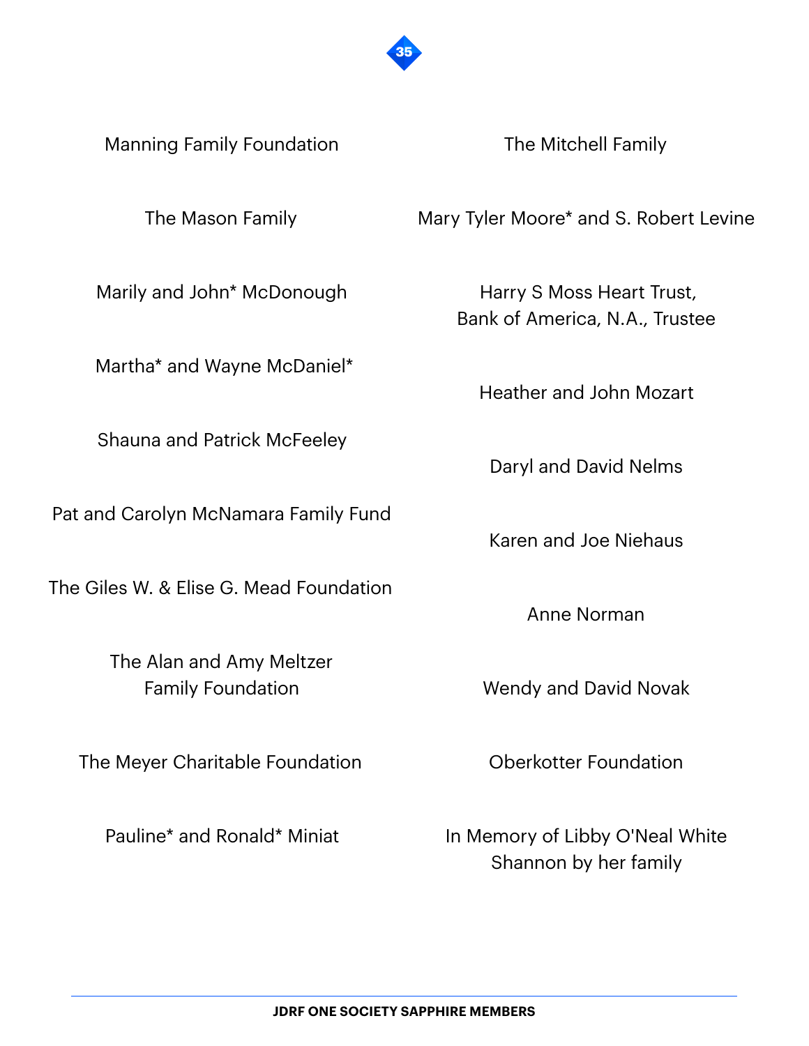Manning Family Foundation

The Mason Family

Marily and John* McDonough

Martha* and Wayne McDaniel*

Shauna and Patrick McFeeley

Pat and Carolyn McNamara Family Fund

The Giles W. & Elise G. Mead Foundation

The Alan and Amy Meltzer Family Foundation

The Meyer Charitable Foundation

Pauline* and Ronald* Miniat

The Mitchell Family

Mary Tyler Moore* and S. Robert Levine

Harry S Moss Heart Trust, Bank of America, N.A., Trustee

Heather and John Mozart

Daryl and David Nelms

Karen and Joe Niehaus

Anne Norman

Wendy and David Novak

Oberkotter Foundation

In Memory of Libby O'Neal White Shannon by her family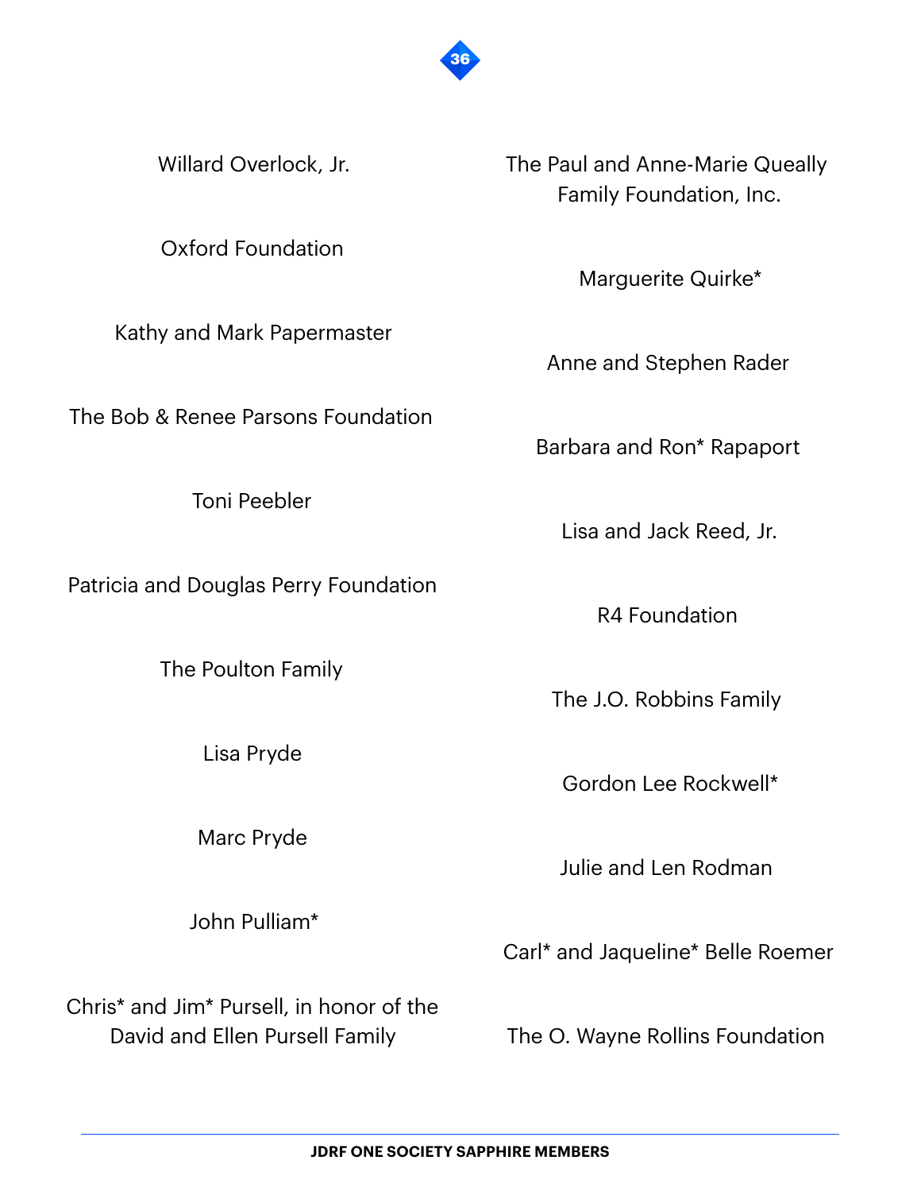Willard Overlock, Jr.

Oxford Foundation

Kathy and Mark Papermaster

The Bob & Renee Parsons Foundation

Toni Peebler

Patricia and Douglas Perry Foundation

The Poulton Family

Lisa Pryde

Marc Pryde

John Pulliam*

Chris* and Jim* Pursell, in honor of the David and Ellen Pursell Family

The Paul and Anne-Marie Queally Family Foundation, Inc.

Marguerite Quirke*

Anne and Stephen Rader

Barbara and Ron* Rapaport

Lisa and Jack Reed, Jr.

R4 Foundation

The J.O. Robbins Family

Gordon Lee Rockwell*

Julie and Len Rodman

Carl* and Jaqueline* Belle Roemer

The O. Wayne Rollins Foundation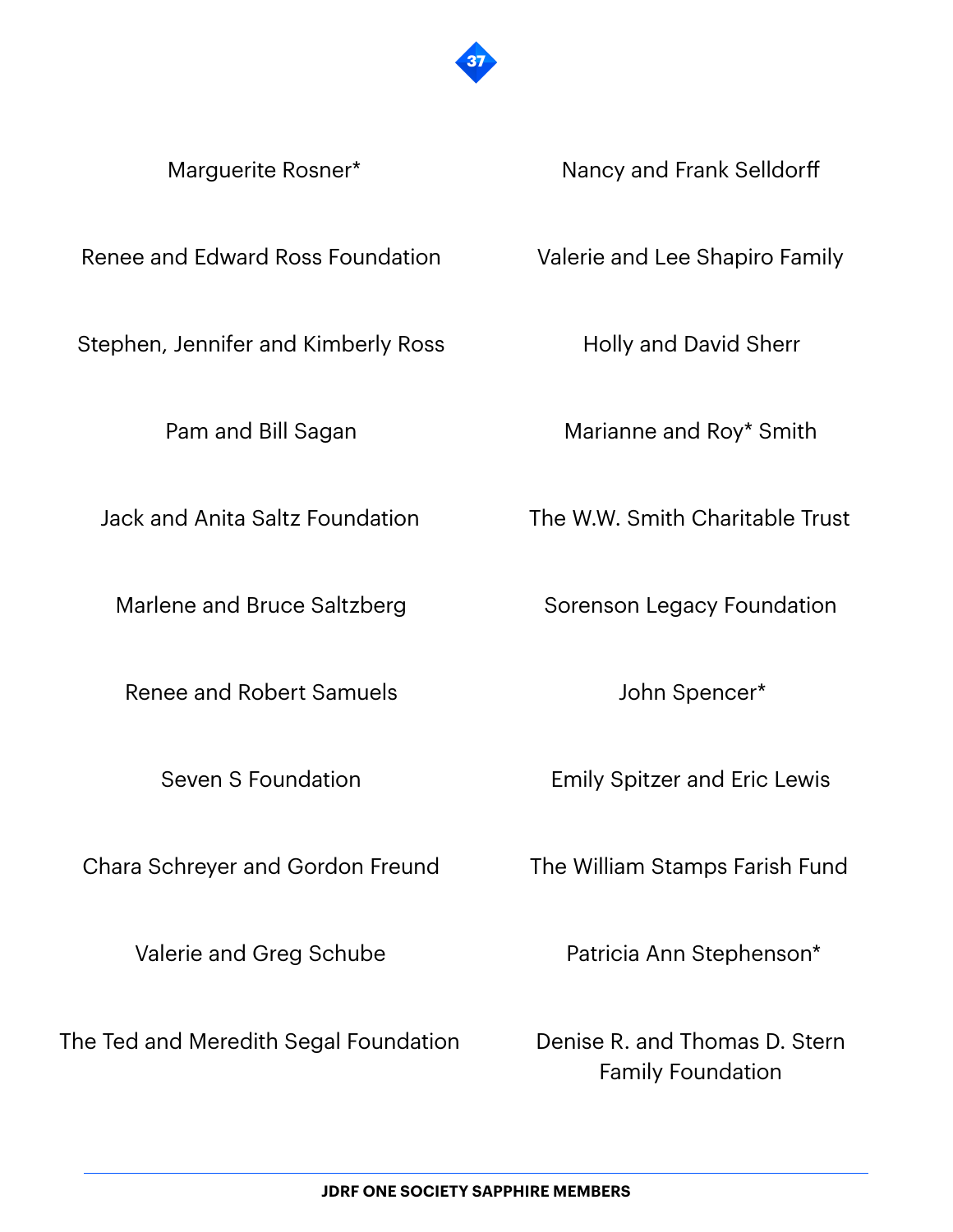Marguerite Rosner*

Renee and Edward Ross Foundation

Stephen, Jennifer and Kimberly Ross

Pam and Bill Sagan

Jack and Anita Saltz Foundation

Marlene and Bruce Saltzberg

Renee and Robert Samuels

Seven S Foundation

Chara Schreyer and Gordon Freund

Valerie and Greg Schube

The Ted and Meredith Segal Foundation

Nancy and Frank Selldorff

Valerie and Lee Shapiro Family

Holly and David Sherr

Marianne and Roy* Smith

The W.W. Smith Charitable Trust

Sorenson Legacy Foundation

John Spencer*

Emily Spitzer and Eric Lewis

The William Stamps Farish Fund

Patricia Ann Stephenson*

Denise R. and Thomas D. Stern Family Foundation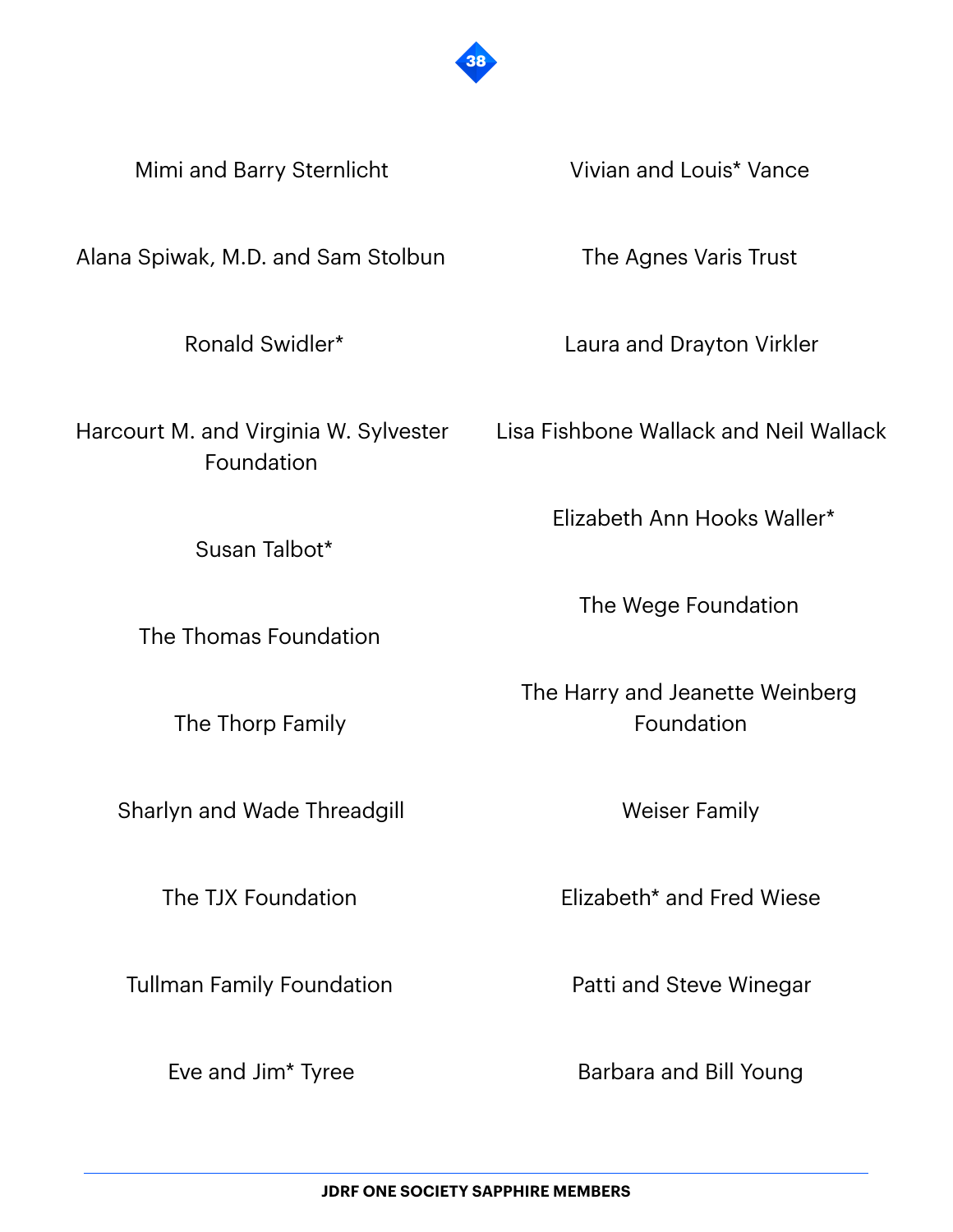Mimi and Barry Sternlicht

Alana Spiwak, M.D. and Sam Stolbun

Ronald Swidler*

Harcourt M. and Virginia W. Sylvester Foundation

Susan Talbot*

The Thomas Foundation

The Thorp Family

Sharlyn and Wade Threadgill

The TJX Foundation

Tullman Family Foundation

Eve and Jim* Tyree

Vivian and Louis* Vance

The Agnes Varis Trust

Laura and Drayton Virkler

Lisa Fishbone Wallack and Neil Wallack

Elizabeth Ann Hooks Waller*

The Wege Foundation

The Harry and Jeanette Weinberg Foundation

Weiser Family

Elizabeth* and Fred Wiese

Patti and Steve Winegar

Barbara and Bill Young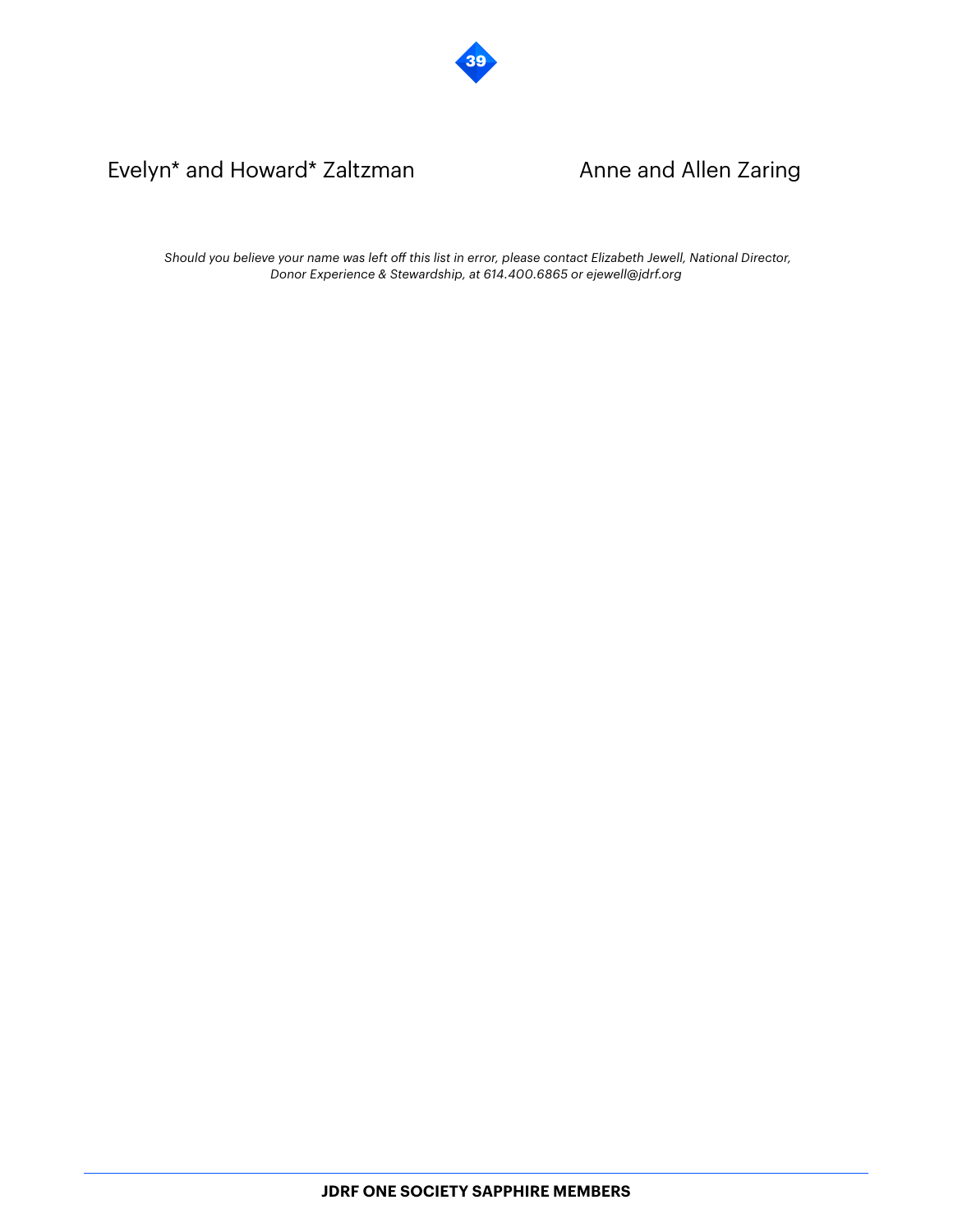Evelyn* and Howard* Zaltzman

Anne and Allen Zaring

*Should you believe your name was left off this list in error, please contact Elizabeth Jewell, National Director, Donor Experience & Stewardship, at 614.400.6865 or ejewell@jdrf.org*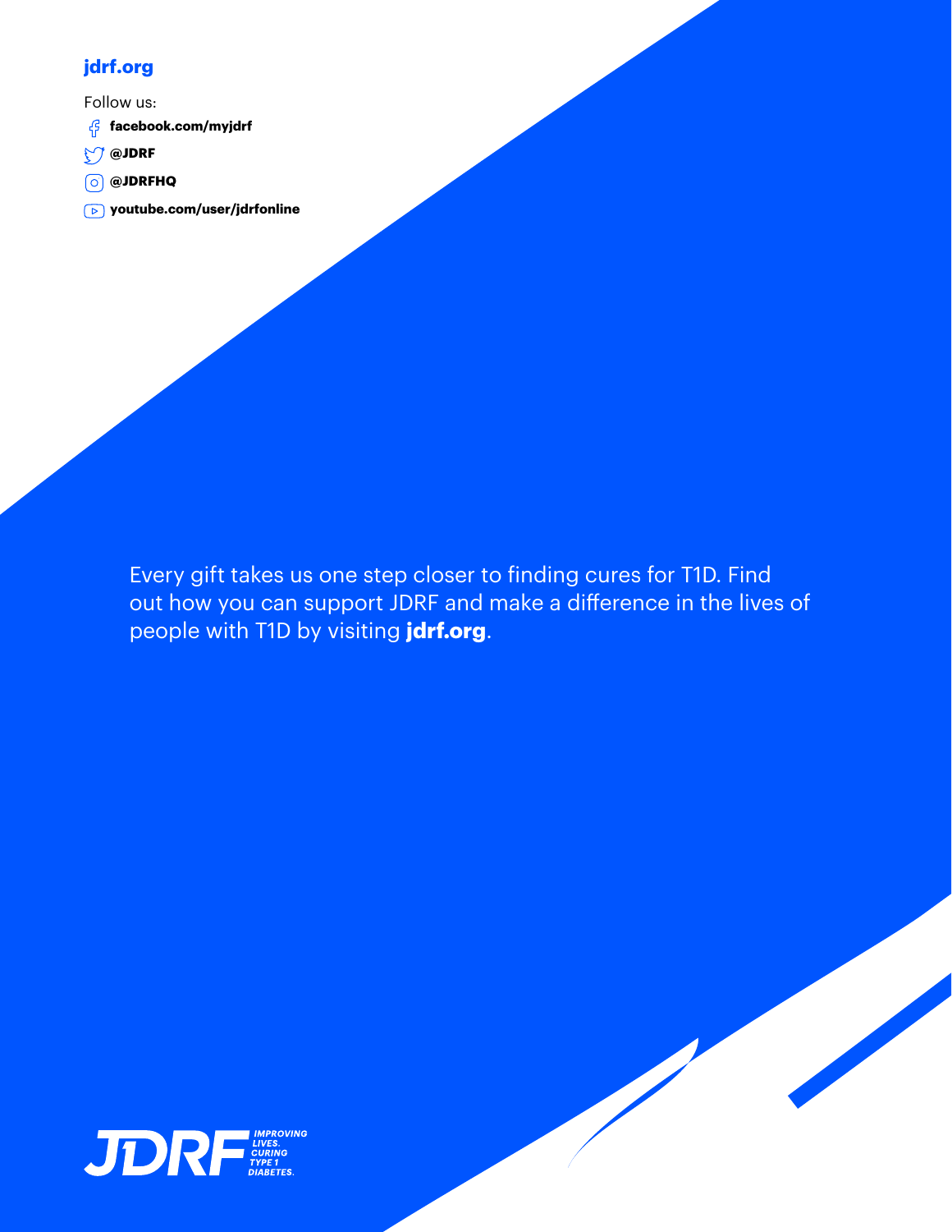**jdrf.org**

Follow us:

- **facebook.com/myjdrf**
- **@JDRF**
- **@JDRFHQ**
- **youtube.com/user/jdrfonline**

Every gift takes us one step closer to finding cures for T1D. Find out how you can support JDRF and make a difference in the lives of people with T1D by visiting **jdrf.org**.

JDRF IMPROVING LIVES. CURING TYPE 1 DIABETES.